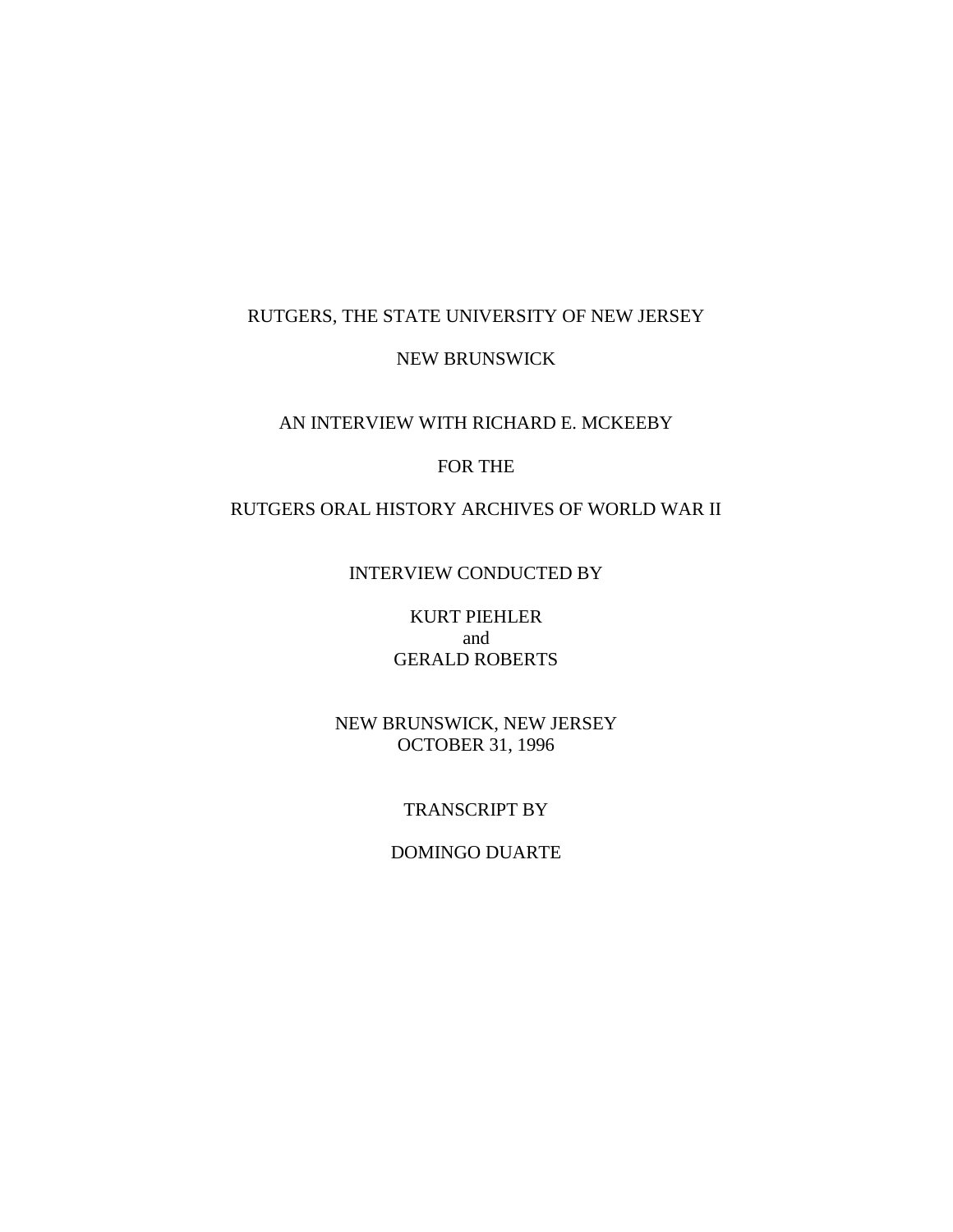RUTGERS, THE STATE UNIVERSITY OF NEW JERSEY

NEW BRUNSWICK

AN INTERVIEW WITH RICHARD E. MCKEEBY

FOR THE

RUTGERS ORAL HISTORY ARCHIVES OF WORLD WAR II

INTERVIEW CONDUCTED BY

KURT PIEHLER
and
GERALD ROBERTS

NEW BRUNSWICK, NEW JERSEY
OCTOBER 31, 1996

TRANSCRIPT BY

DOMINGO DUARTE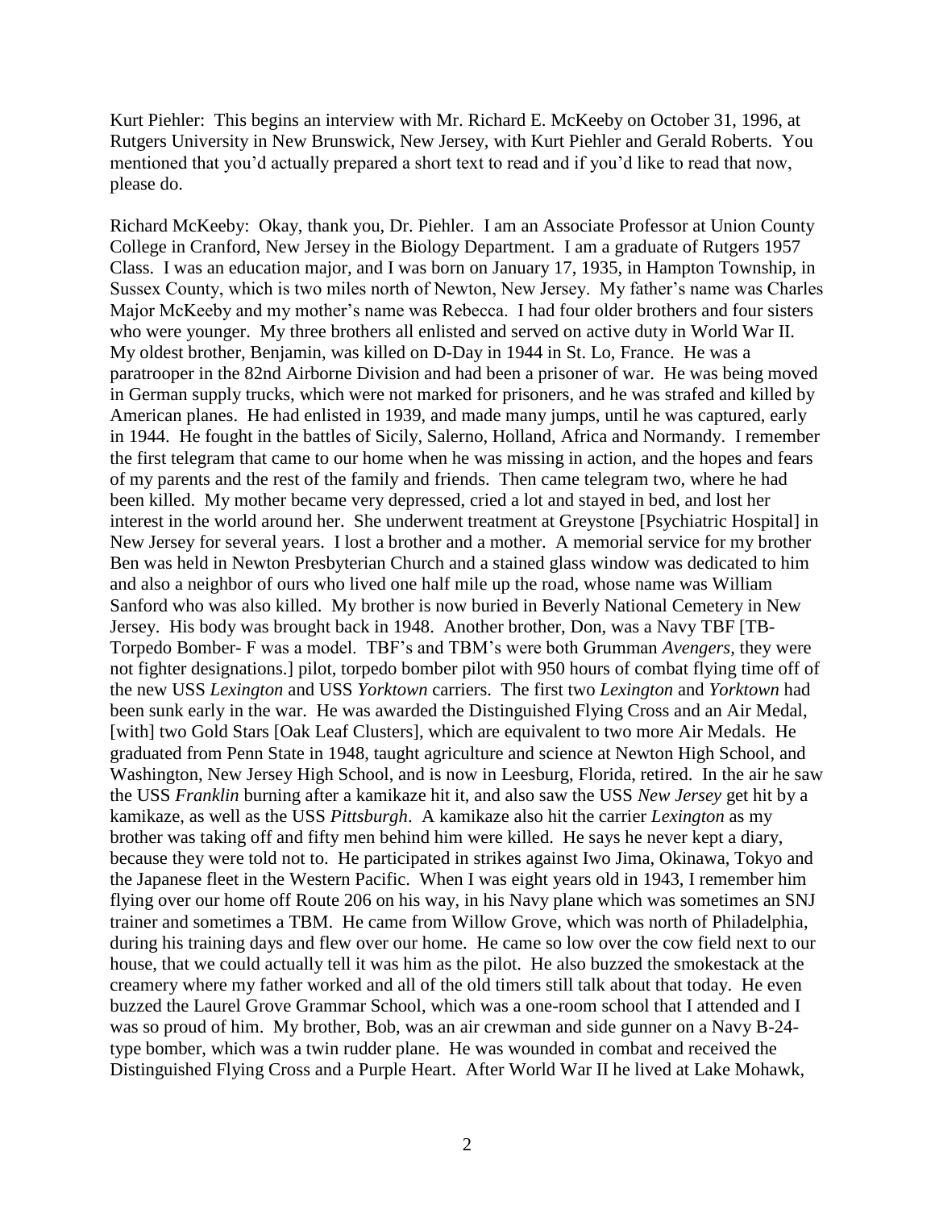Kurt Piehler: This begins an interview with Mr. Richard E. McKeeby on October 31, 1996, at Rutgers University in New Brunswick, New Jersey, with Kurt Piehler and Gerald Roberts. You mentioned that you'd actually prepared a short text to read and if you'd like to read that now, please do.

Richard McKeeby: Okay, thank you, Dr. Piehler. I am an Associate Professor at Union County College in Cranford, New Jersey in the Biology Department. I am a graduate of Rutgers 1957 Class. I was an education major, and I was born on January 17, 1935, in Hampton Township, in Sussex County, which is two miles north of Newton, New Jersey. My father's name was Charles Major McKeeby and my mother's name was Rebecca. I had four older brothers and four sisters who were younger. My three brothers all enlisted and served on active duty in World War II. My oldest brother, Benjamin, was killed on D-Day in 1944 in St. Lo, France. He was a paratrooper in the 82nd Airborne Division and had been a prisoner of war. He was being moved in German supply trucks, which were not marked for prisoners, and he was strafed and killed by American planes. He had enlisted in 1939, and made many jumps, until he was captured, early in 1944. He fought in the battles of Sicily, Salerno, Holland, Africa and Normandy. I remember the first telegram that came to our home when he was missing in action, and the hopes and fears of my parents and the rest of the family and friends. Then came telegram two, where he had been killed. My mother became very depressed, cried a lot and stayed in bed, and lost her interest in the world around her. She underwent treatment at Greystone [Psychiatric Hospital] in New Jersey for several years. I lost a brother and a mother. A memorial service for my brother Ben was held in Newton Presbyterian Church and a stained glass window was dedicated to him and also a neighbor of ours who lived one half mile up the road, whose name was William Sanford who was also killed. My brother is now buried in Beverly National Cemetery in New Jersey. His body was brought back in 1948. Another brother, Don, was a Navy TBF [TB-Torpedo Bomber- F was a model. TBF's and TBM's were both Grumman *Avengers*, they were not fighter designations.] pilot, torpedo bomber pilot with 950 hours of combat flying time off of the new USS *Lexington* and USS *Yorktown* carriers. The first two *Lexington* and *Yorktown* had been sunk early in the war. He was awarded the Distinguished Flying Cross and an Air Medal, [with] two Gold Stars [Oak Leaf Clusters], which are equivalent to two more Air Medals. He graduated from Penn State in 1948, taught agriculture and science at Newton High School, and Washington, New Jersey High School, and is now in Leesburg, Florida, retired. In the air he saw the USS *Franklin* burning after a kamikaze hit it, and also saw the USS *New Jersey* get hit by a kamikaze, as well as the USS *Pittsburgh*. A kamikaze also hit the carrier *Lexington* as my brother was taking off and fifty men behind him were killed. He says he never kept a diary, because they were told not to. He participated in strikes against Iwo Jima, Okinawa, Tokyo and the Japanese fleet in the Western Pacific. When I was eight years old in 1943, I remember him flying over our home off Route 206 on his way, in his Navy plane which was sometimes an SNJ trainer and sometimes a TBM. He came from Willow Grove, which was north of Philadelphia, during his training days and flew over our home. He came so low over the cow field next to our house, that we could actually tell it was him as the pilot. He also buzzed the smokestack at the creamery where my father worked and all of the old timers still talk about that today. He even buzzed the Laurel Grove Grammar School, which was a one-room school that I attended and I was so proud of him. My brother, Bob, was an air crewman and side gunner on a Navy B-24-type bomber, which was a twin rudder plane. He was wounded in combat and received the Distinguished Flying Cross and a Purple Heart. After World War II he lived at Lake Mohawk,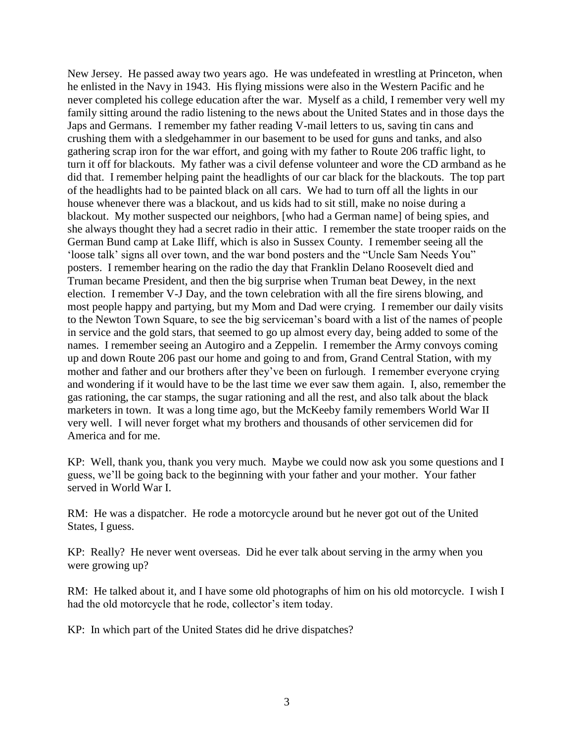New Jersey. He passed away two years ago. He was undefeated in wrestling at Princeton, when he enlisted in the Navy in 1943. His flying missions were also in the Western Pacific and he never completed his college education after the war. Myself as a child, I remember very well my family sitting around the radio listening to the news about the United States and in those days the Japs and Germans. I remember my father reading V-mail letters to us, saving tin cans and crushing them with a sledgehammer in our basement to be used for guns and tanks, and also gathering scrap iron for the war effort, and going with my father to Route 206 traffic light, to turn it off for blackouts. My father was a civil defense volunteer and wore the CD armband as he did that. I remember helping paint the headlights of our car black for the blackouts. The top part of the headlights had to be painted black on all cars. We had to turn off all the lights in our house whenever there was a blackout, and us kids had to sit still, make no noise during a blackout. My mother suspected our neighbors, [who had a German name] of being spies, and she always thought they had a secret radio in their attic. I remember the state trooper raids on the German Bund camp at Lake Iliff, which is also in Sussex County. I remember seeing all the 'loose talk' signs all over town, and the war bond posters and the "Uncle Sam Needs You" posters. I remember hearing on the radio the day that Franklin Delano Roosevelt died and Truman became President, and then the big surprise when Truman beat Dewey, in the next election. I remember V-J Day, and the town celebration with all the fire sirens blowing, and most people happy and partying, but my Mom and Dad were crying. I remember our daily visits to the Newton Town Square, to see the big serviceman's board with a list of the names of people in service and the gold stars, that seemed to go up almost every day, being added to some of the names. I remember seeing an Autogiro and a Zeppelin. I remember the Army convoys coming up and down Route 206 past our home and going to and from, Grand Central Station, with my mother and father and our brothers after they've been on furlough. I remember everyone crying and wondering if it would have to be the last time we ever saw them again. I, also, remember the gas rationing, the car stamps, the sugar rationing and all the rest, and also talk about the black marketers in town. It was a long time ago, but the McKeeby family remembers World War II very well. I will never forget what my brothers and thousands of other servicemen did for America and for me.

KP: Well, thank you, thank you very much. Maybe we could now ask you some questions and I guess, we'll be going back to the beginning with your father and your mother. Your father served in World War I.

RM: He was a dispatcher. He rode a motorcycle around but he never got out of the United States, I guess.

KP: Really? He never went overseas. Did he ever talk about serving in the army when you were growing up?

RM: He talked about it, and I have some old photographs of him on his old motorcycle. I wish I had the old motorcycle that he rode, collector's item today.

KP: In which part of the United States did he drive dispatches?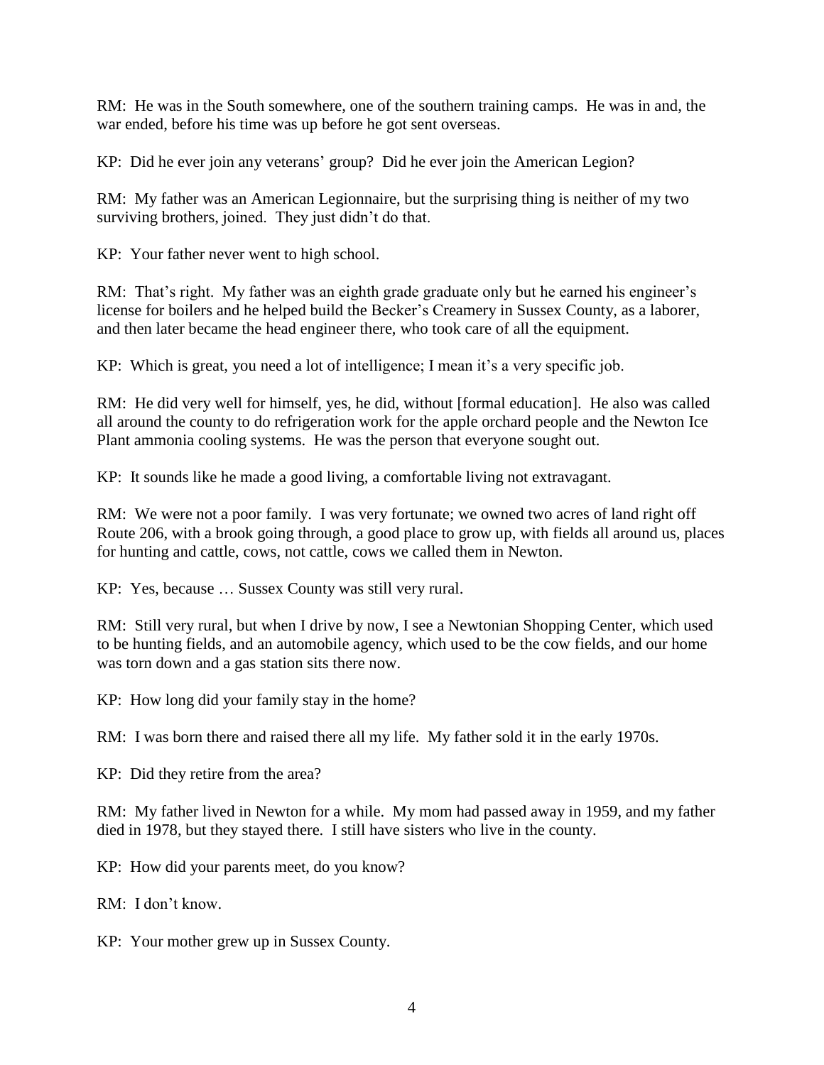RM: He was in the South somewhere, one of the southern training camps. He was in and, the war ended, before his time was up before he got sent overseas.

KP: Did he ever join any veterans' group? Did he ever join the American Legion?

RM: My father was an American Legionnaire, but the surprising thing is neither of my two surviving brothers, joined. They just didn't do that.

KP: Your father never went to high school.

RM: That's right. My father was an eighth grade graduate only but he earned his engineer's license for boilers and he helped build the Becker's Creamery in Sussex County, as a laborer, and then later became the head engineer there, who took care of all the equipment.

KP: Which is great, you need a lot of intelligence; I mean it's a very specific job.

RM: He did very well for himself, yes, he did, without [formal education]. He also was called all around the county to do refrigeration work for the apple orchard people and the Newton Ice Plant ammonia cooling systems. He was the person that everyone sought out.

KP: It sounds like he made a good living, a comfortable living not extravagant.

RM: We were not a poor family. I was very fortunate; we owned two acres of land right off Route 206, with a brook going through, a good place to grow up, with fields all around us, places for hunting and cattle, cows, not cattle, cows we called them in Newton.

KP: Yes, because … Sussex County was still very rural.

RM: Still very rural, but when I drive by now, I see a Newtonian Shopping Center, which used to be hunting fields, and an automobile agency, which used to be the cow fields, and our home was torn down and a gas station sits there now.

KP: How long did your family stay in the home?

RM: I was born there and raised there all my life. My father sold it in the early 1970s.

KP: Did they retire from the area?

RM: My father lived in Newton for a while. My mom had passed away in 1959, and my father died in 1978, but they stayed there. I still have sisters who live in the county.

KP: How did your parents meet, do you know?

RM: I don't know.

KP: Your mother grew up in Sussex County.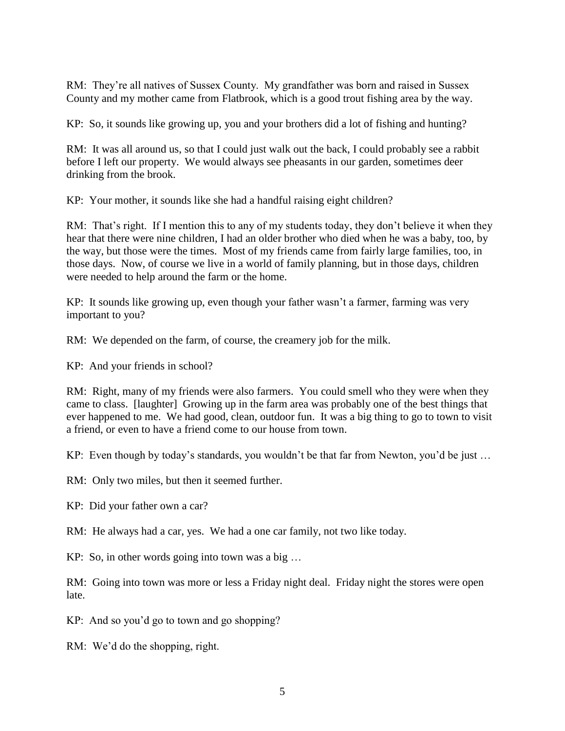RM: They're all natives of Sussex County. My grandfather was born and raised in Sussex County and my mother came from Flatbrook, which is a good trout fishing area by the way.

KP: So, it sounds like growing up, you and your brothers did a lot of fishing and hunting?

RM: It was all around us, so that I could just walk out the back, I could probably see a rabbit before I left our property. We would always see pheasants in our garden, sometimes deer drinking from the brook.

KP: Your mother, it sounds like she had a handful raising eight children?

RM: That's right. If I mention this to any of my students today, they don't believe it when they hear that there were nine children, I had an older brother who died when he was a baby, too, by the way, but those were the times. Most of my friends came from fairly large families, too, in those days. Now, of course we live in a world of family planning, but in those days, children were needed to help around the farm or the home.

KP: It sounds like growing up, even though your father wasn't a farmer, farming was very important to you?

RM: We depended on the farm, of course, the creamery job for the milk.

KP: And your friends in school?

RM: Right, many of my friends were also farmers. You could smell who they were when they came to class. [laughter] Growing up in the farm area was probably one of the best things that ever happened to me. We had good, clean, outdoor fun. It was a big thing to go to town to visit a friend, or even to have a friend come to our house from town.

KP: Even though by today's standards, you wouldn't be that far from Newton, you'd be just …

RM: Only two miles, but then it seemed further.

KP: Did your father own a car?

RM: He always had a car, yes. We had a one car family, not two like today.

KP: So, in other words going into town was a big …

RM: Going into town was more or less a Friday night deal. Friday night the stores were open late.

KP: And so you'd go to town and go shopping?

RM: We'd do the shopping, right.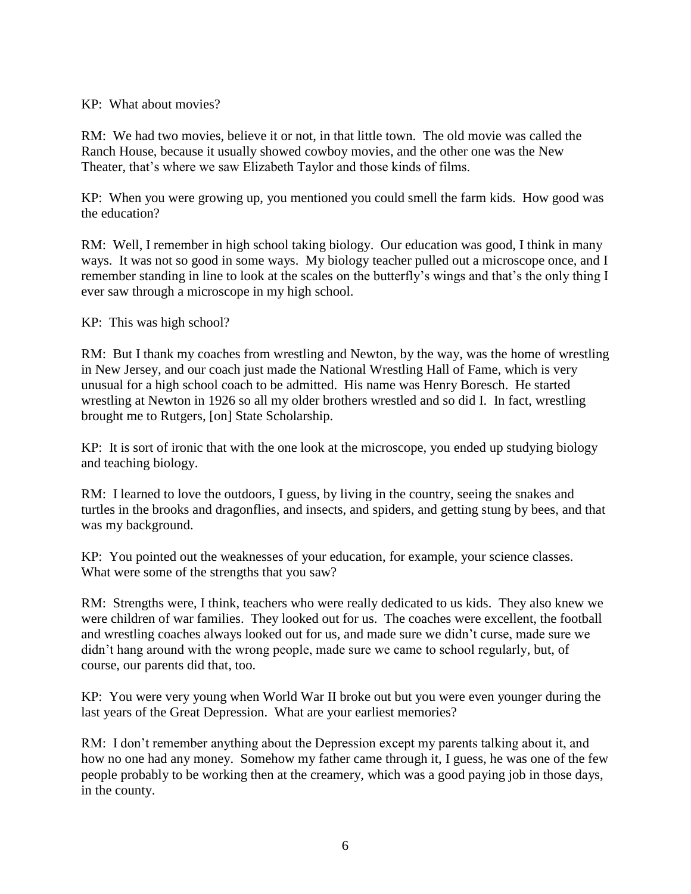KP: What about movies?

RM: We had two movies, believe it or not, in that little town. The old movie was called the Ranch House, because it usually showed cowboy movies, and the other one was the New Theater, that's where we saw Elizabeth Taylor and those kinds of films.

KP: When you were growing up, you mentioned you could smell the farm kids. How good was the education?

RM: Well, I remember in high school taking biology. Our education was good, I think in many ways. It was not so good in some ways. My biology teacher pulled out a microscope once, and I remember standing in line to look at the scales on the butterfly's wings and that's the only thing I ever saw through a microscope in my high school.

KP: This was high school?

RM: But I thank my coaches from wrestling and Newton, by the way, was the home of wrestling in New Jersey, and our coach just made the National Wrestling Hall of Fame, which is very unusual for a high school coach to be admitted. His name was Henry Boresch. He started wrestling at Newton in 1926 so all my older brothers wrestled and so did I. In fact, wrestling brought me to Rutgers, [on] State Scholarship.

KP: It is sort of ironic that with the one look at the microscope, you ended up studying biology and teaching biology.

RM: I learned to love the outdoors, I guess, by living in the country, seeing the snakes and turtles in the brooks and dragonflies, and insects, and spiders, and getting stung by bees, and that was my background.

KP: You pointed out the weaknesses of your education, for example, your science classes. What were some of the strengths that you saw?

RM: Strengths were, I think, teachers who were really dedicated to us kids. They also knew we were children of war families. They looked out for us. The coaches were excellent, the football and wrestling coaches always looked out for us, and made sure we didn't curse, made sure we didn't hang around with the wrong people, made sure we came to school regularly, but, of course, our parents did that, too.

KP: You were very young when World War II broke out but you were even younger during the last years of the Great Depression. What are your earliest memories?

RM: I don't remember anything about the Depression except my parents talking about it, and how no one had any money. Somehow my father came through it, I guess, he was one of the few people probably to be working then at the creamery, which was a good paying job in those days, in the county.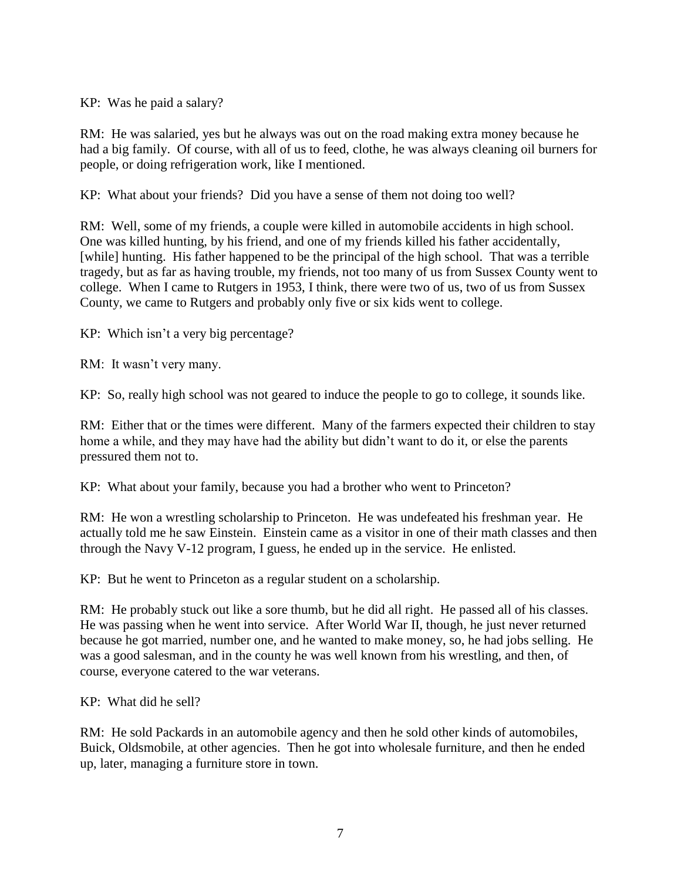KP: Was he paid a salary?

RM: He was salaried, yes but he always was out on the road making extra money because he had a big family. Of course, with all of us to feed, clothe, he was always cleaning oil burners for people, or doing refrigeration work, like I mentioned.

KP: What about your friends? Did you have a sense of them not doing too well?

RM: Well, some of my friends, a couple were killed in automobile accidents in high school. One was killed hunting, by his friend, and one of my friends killed his father accidentally, [while] hunting. His father happened to be the principal of the high school. That was a terrible tragedy, but as far as having trouble, my friends, not too many of us from Sussex County went to college. When I came to Rutgers in 1953, I think, there were two of us, two of us from Sussex County, we came to Rutgers and probably only five or six kids went to college.

KP: Which isn't a very big percentage?

RM: It wasn't very many.

KP: So, really high school was not geared to induce the people to go to college, it sounds like.

RM: Either that or the times were different. Many of the farmers expected their children to stay home a while, and they may have had the ability but didn't want to do it, or else the parents pressured them not to.

KP: What about your family, because you had a brother who went to Princeton?

RM: He won a wrestling scholarship to Princeton. He was undefeated his freshman year. He actually told me he saw Einstein. Einstein came as a visitor in one of their math classes and then through the Navy V-12 program, I guess, he ended up in the service. He enlisted.

KP: But he went to Princeton as a regular student on a scholarship.

RM: He probably stuck out like a sore thumb, but he did all right. He passed all of his classes. He was passing when he went into service. After World War II, though, he just never returned because he got married, number one, and he wanted to make money, so, he had jobs selling. He was a good salesman, and in the county he was well known from his wrestling, and then, of course, everyone catered to the war veterans.

KP: What did he sell?

RM: He sold Packards in an automobile agency and then he sold other kinds of automobiles, Buick, Oldsmobile, at other agencies. Then he got into wholesale furniture, and then he ended up, later, managing a furniture store in town.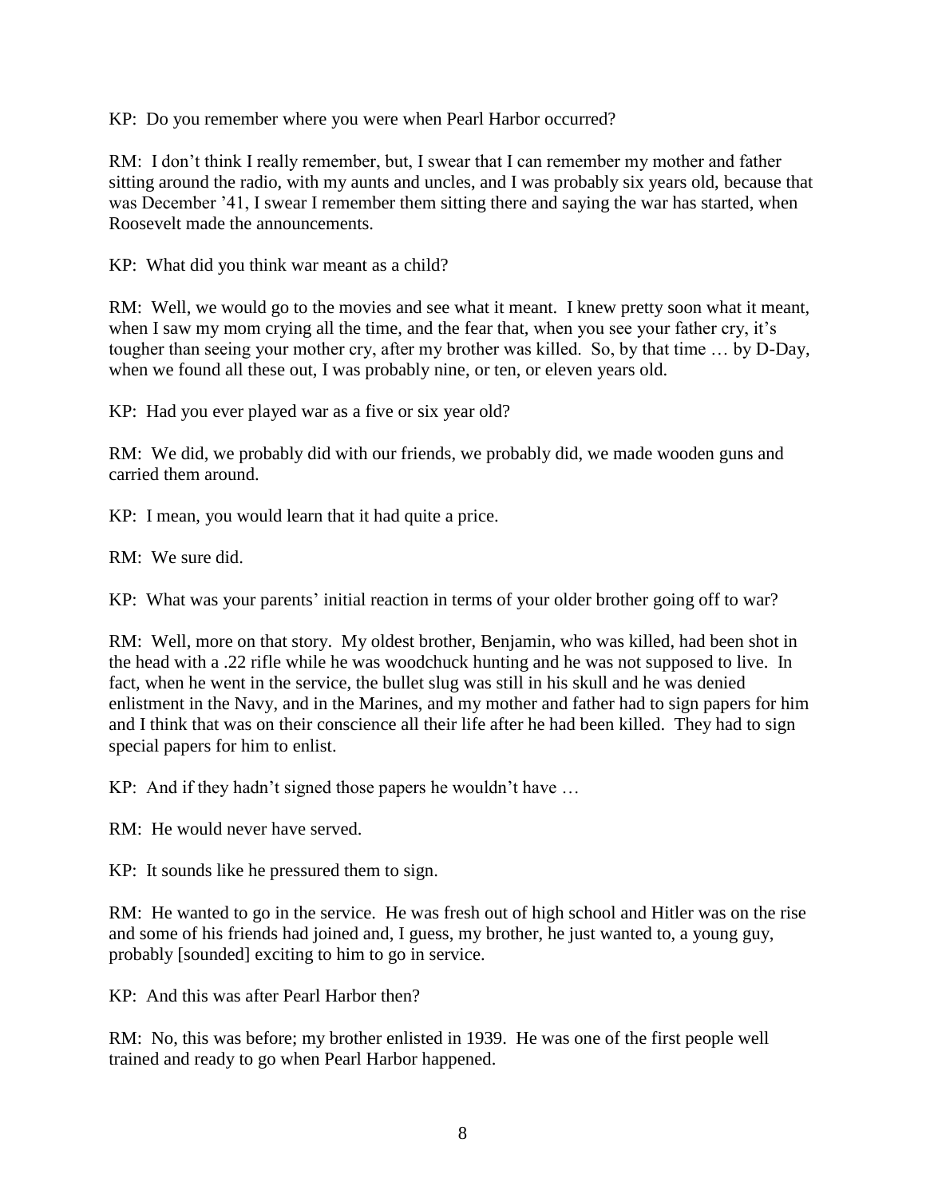KP: Do you remember where you were when Pearl Harbor occurred?

RM: I don't think I really remember, but, I swear that I can remember my mother and father sitting around the radio, with my aunts and uncles, and I was probably six years old, because that was December '41, I swear I remember them sitting there and saying the war has started, when Roosevelt made the announcements.

KP: What did you think war meant as a child?

RM: Well, we would go to the movies and see what it meant. I knew pretty soon what it meant, when I saw my mom crying all the time, and the fear that, when you see your father cry, it's tougher than seeing your mother cry, after my brother was killed. So, by that time … by D-Day, when we found all these out, I was probably nine, or ten, or eleven years old.

KP: Had you ever played war as a five or six year old?

RM: We did, we probably did with our friends, we probably did, we made wooden guns and carried them around.

KP: I mean, you would learn that it had quite a price.

RM: We sure did.

KP: What was your parents' initial reaction in terms of your older brother going off to war?

RM: Well, more on that story. My oldest brother, Benjamin, who was killed, had been shot in the head with a .22 rifle while he was woodchuck hunting and he was not supposed to live. In fact, when he went in the service, the bullet slug was still in his skull and he was denied enlistment in the Navy, and in the Marines, and my mother and father had to sign papers for him and I think that was on their conscience all their life after he had been killed. They had to sign special papers for him to enlist.

KP: And if they hadn't signed those papers he wouldn't have …

RM: He would never have served.

KP: It sounds like he pressured them to sign.

RM: He wanted to go in the service. He was fresh out of high school and Hitler was on the rise and some of his friends had joined and, I guess, my brother, he just wanted to, a young guy, probably [sounded] exciting to him to go in service.

KP: And this was after Pearl Harbor then?

RM: No, this was before; my brother enlisted in 1939. He was one of the first people well trained and ready to go when Pearl Harbor happened.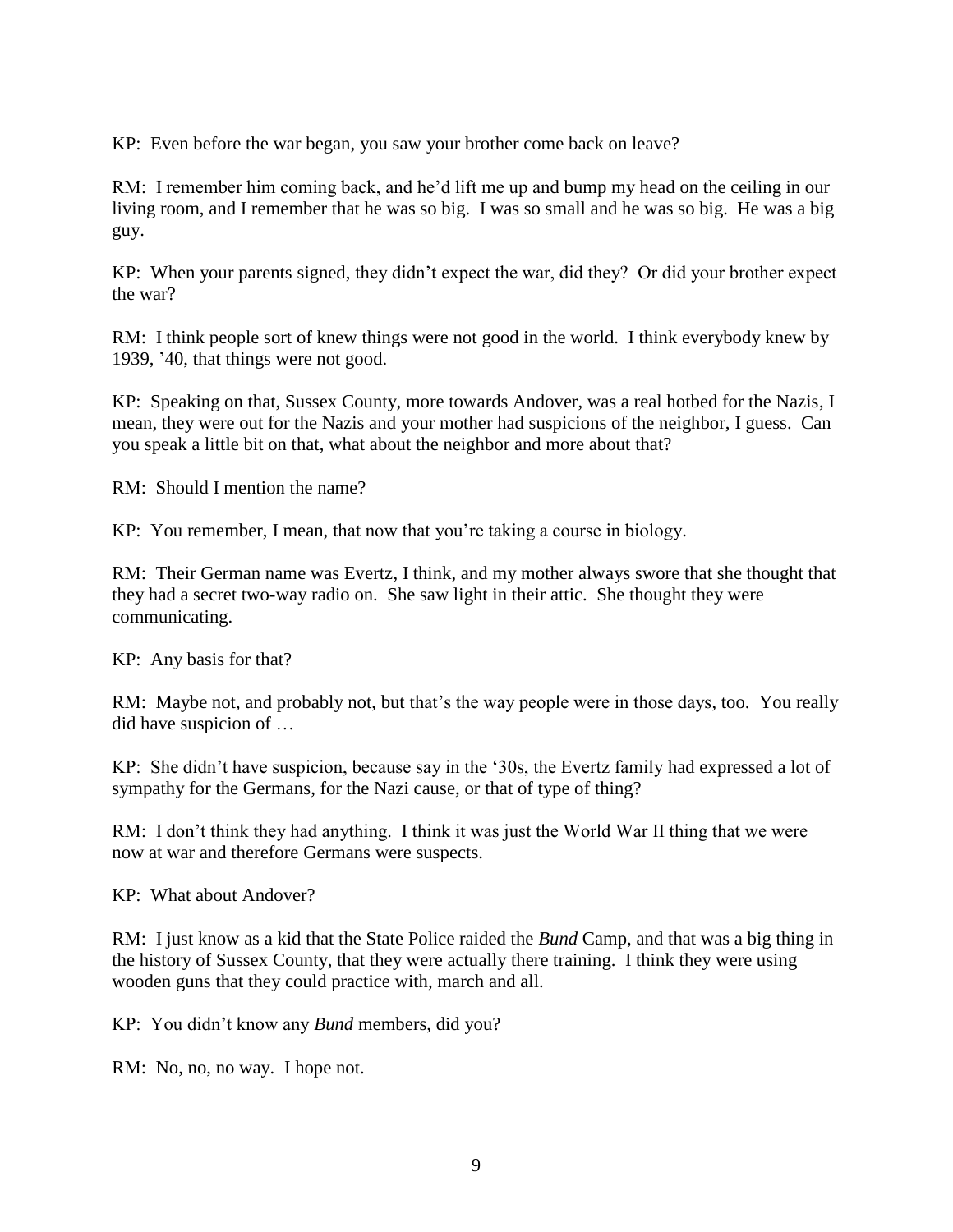KP: Even before the war began, you saw your brother come back on leave?

RM: I remember him coming back, and he'd lift me up and bump my head on the ceiling in our living room, and I remember that he was so big. I was so small and he was so big. He was a big guy.

KP: When your parents signed, they didn't expect the war, did they? Or did your brother expect the war?

RM: I think people sort of knew things were not good in the world. I think everybody knew by 1939, '40, that things were not good.

KP: Speaking on that, Sussex County, more towards Andover, was a real hotbed for the Nazis, I mean, they were out for the Nazis and your mother had suspicions of the neighbor, I guess. Can you speak a little bit on that, what about the neighbor and more about that?

RM: Should I mention the name?

KP: You remember, I mean, that now that you're taking a course in biology.

RM: Their German name was Evertz, I think, and my mother always swore that she thought that they had a secret two-way radio on. She saw light in their attic. She thought they were communicating.

KP: Any basis for that?

RM: Maybe not, and probably not, but that's the way people were in those days, too. You really did have suspicion of …

KP: She didn't have suspicion, because say in the '30s, the Evertz family had expressed a lot of sympathy for the Germans, for the Nazi cause, or that of type of thing?

RM: I don't think they had anything. I think it was just the World War II thing that we were now at war and therefore Germans were suspects.

KP: What about Andover?

RM: I just know as a kid that the State Police raided the *Bund* Camp, and that was a big thing in the history of Sussex County, that they were actually there training. I think they were using wooden guns that they could practice with, march and all.

KP: You didn't know any *Bund* members, did you?

RM: No, no, no way. I hope not.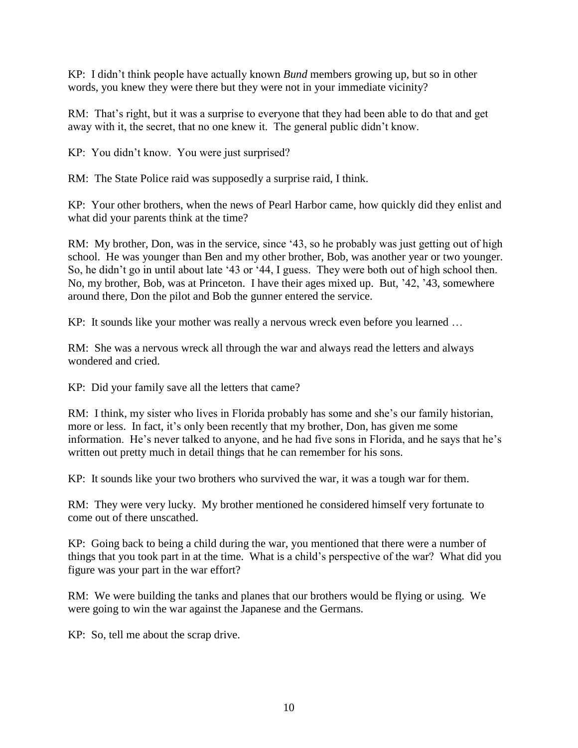KP: I didn't think people have actually known *Bund* members growing up, but so in other words, you knew they were there but they were not in your immediate vicinity?

RM: That's right, but it was a surprise to everyone that they had been able to do that and get away with it, the secret, that no one knew it. The general public didn't know.

KP: You didn't know. You were just surprised?

RM: The State Police raid was supposedly a surprise raid, I think.

KP: Your other brothers, when the news of Pearl Harbor came, how quickly did they enlist and what did your parents think at the time?

RM: My brother, Don, was in the service, since '43, so he probably was just getting out of high school. He was younger than Ben and my other brother, Bob, was another year or two younger. So, he didn't go in until about late '43 or '44, I guess. They were both out of high school then. No, my brother, Bob, was at Princeton. I have their ages mixed up. But, '42, '43, somewhere around there, Don the pilot and Bob the gunner entered the service.

KP: It sounds like your mother was really a nervous wreck even before you learned …

RM: She was a nervous wreck all through the war and always read the letters and always wondered and cried.

KP: Did your family save all the letters that came?

RM: I think, my sister who lives in Florida probably has some and she's our family historian, more or less. In fact, it's only been recently that my brother, Don, has given me some information. He's never talked to anyone, and he had five sons in Florida, and he says that he's written out pretty much in detail things that he can remember for his sons.

KP: It sounds like your two brothers who survived the war, it was a tough war for them.

RM: They were very lucky. My brother mentioned he considered himself very fortunate to come out of there unscathed.

KP: Going back to being a child during the war, you mentioned that there were a number of things that you took part in at the time. What is a child's perspective of the war? What did you figure was your part in the war effort?

RM: We were building the tanks and planes that our brothers would be flying or using. We were going to win the war against the Japanese and the Germans.

KP: So, tell me about the scrap drive.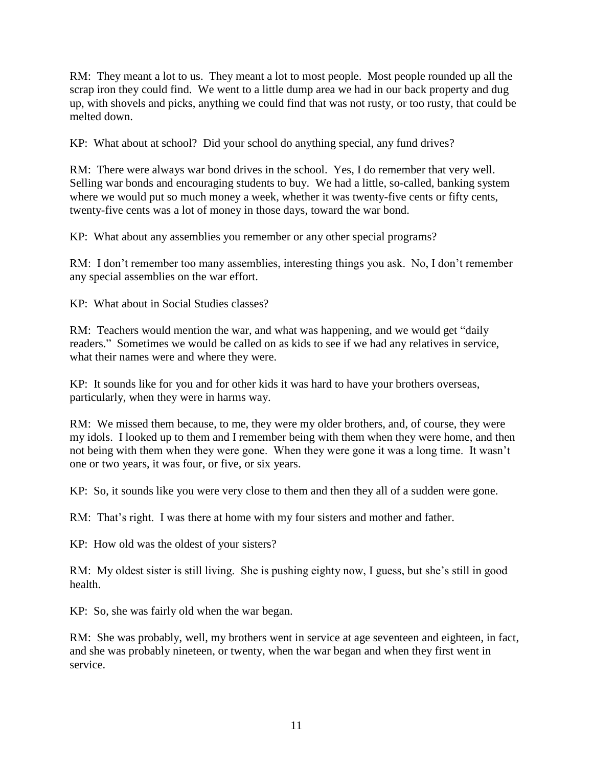RM: They meant a lot to us. They meant a lot to most people. Most people rounded up all the scrap iron they could find. We went to a little dump area we had in our back property and dug up, with shovels and picks, anything we could find that was not rusty, or too rusty, that could be melted down.

KP: What about at school? Did your school do anything special, any fund drives?

RM: There were always war bond drives in the school. Yes, I do remember that very well. Selling war bonds and encouraging students to buy. We had a little, so-called, banking system where we would put so much money a week, whether it was twenty-five cents or fifty cents, twenty-five cents was a lot of money in those days, toward the war bond.

KP: What about any assemblies you remember or any other special programs?

RM: I don't remember too many assemblies, interesting things you ask. No, I don't remember any special assemblies on the war effort.

KP: What about in Social Studies classes?

RM: Teachers would mention the war, and what was happening, and we would get "daily readers." Sometimes we would be called on as kids to see if we had any relatives in service, what their names were and where they were.

KP: It sounds like for you and for other kids it was hard to have your brothers overseas, particularly, when they were in harms way.

RM: We missed them because, to me, they were my older brothers, and, of course, they were my idols. I looked up to them and I remember being with them when they were home, and then not being with them when they were gone. When they were gone it was a long time. It wasn't one or two years, it was four, or five, or six years.

KP: So, it sounds like you were very close to them and then they all of a sudden were gone.

RM: That's right. I was there at home with my four sisters and mother and father.

KP: How old was the oldest of your sisters?

RM: My oldest sister is still living. She is pushing eighty now, I guess, but she's still in good health.

KP: So, she was fairly old when the war began.

RM: She was probably, well, my brothers went in service at age seventeen and eighteen, in fact, and she was probably nineteen, or twenty, when the war began and when they first went in service.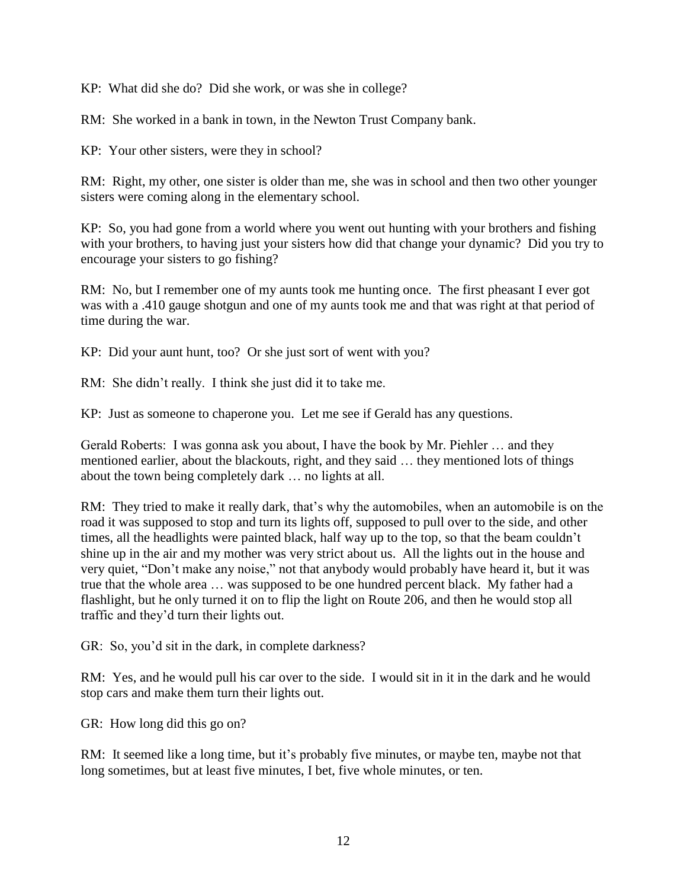KP: What did she do? Did she work, or was she in college?

RM: She worked in a bank in town, in the Newton Trust Company bank.

KP: Your other sisters, were they in school?

RM: Right, my other, one sister is older than me, she was in school and then two other younger sisters were coming along in the elementary school.

KP: So, you had gone from a world where you went out hunting with your brothers and fishing with your brothers, to having just your sisters how did that change your dynamic? Did you try to encourage your sisters to go fishing?

RM: No, but I remember one of my aunts took me hunting once. The first pheasant I ever got was with a .410 gauge shotgun and one of my aunts took me and that was right at that period of time during the war.

KP: Did your aunt hunt, too? Or she just sort of went with you?

RM: She didn't really. I think she just did it to take me.

KP: Just as someone to chaperone you. Let me see if Gerald has any questions.

Gerald Roberts: I was gonna ask you about, I have the book by Mr. Piehler … and they mentioned earlier, about the blackouts, right, and they said … they mentioned lots of things about the town being completely dark … no lights at all.

RM: They tried to make it really dark, that's why the automobiles, when an automobile is on the road it was supposed to stop and turn its lights off, supposed to pull over to the side, and other times, all the headlights were painted black, half way up to the top, so that the beam couldn't shine up in the air and my mother was very strict about us. All the lights out in the house and very quiet, "Don't make any noise," not that anybody would probably have heard it, but it was true that the whole area … was supposed to be one hundred percent black. My father had a flashlight, but he only turned it on to flip the light on Route 206, and then he would stop all traffic and they'd turn their lights out.

GR: So, you'd sit in the dark, in complete darkness?

RM: Yes, and he would pull his car over to the side. I would sit in it in the dark and he would stop cars and make them turn their lights out.

GR: How long did this go on?

RM: It seemed like a long time, but it's probably five minutes, or maybe ten, maybe not that long sometimes, but at least five minutes, I bet, five whole minutes, or ten.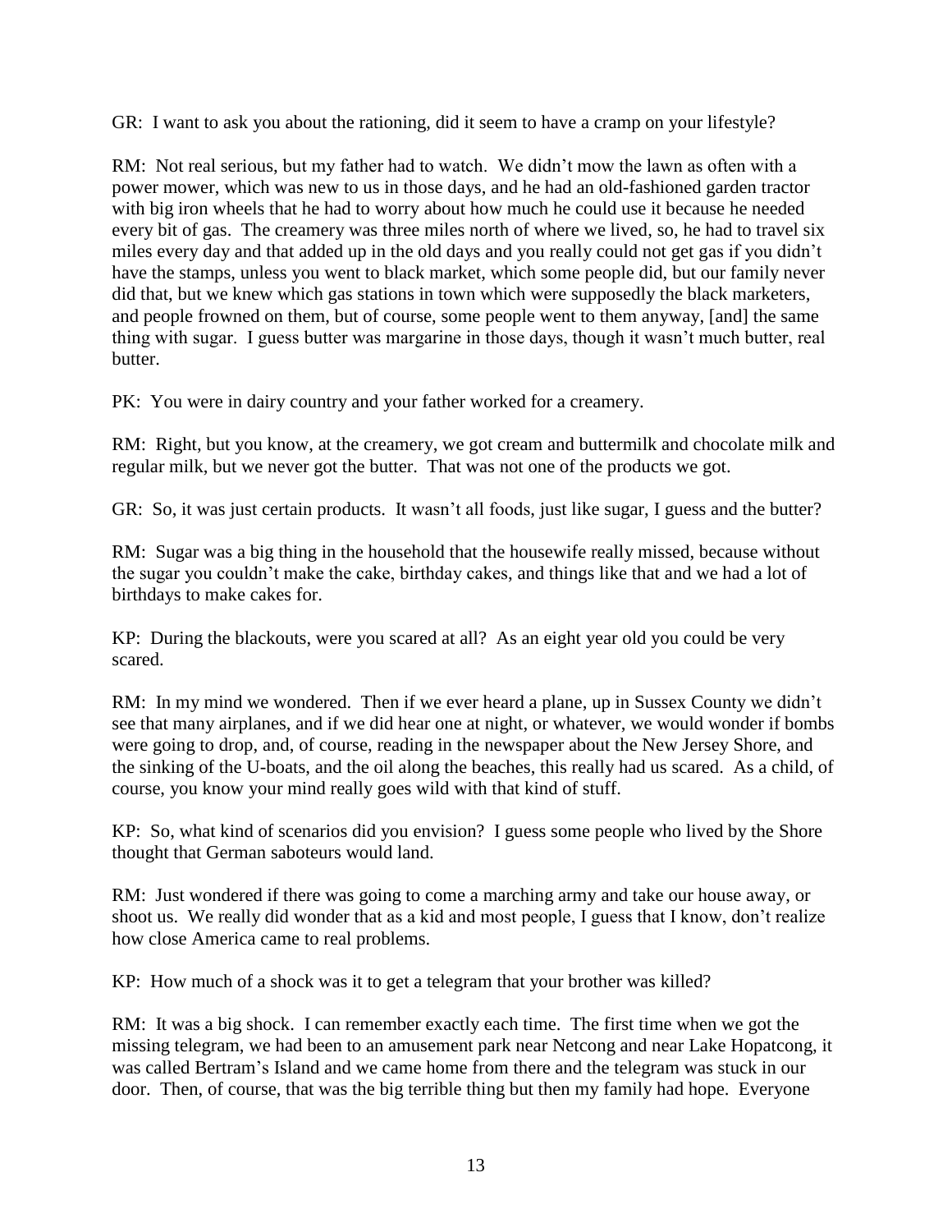GR: I want to ask you about the rationing, did it seem to have a cramp on your lifestyle?

RM: Not real serious, but my father had to watch. We didn't mow the lawn as often with a power mower, which was new to us in those days, and he had an old-fashioned garden tractor with big iron wheels that he had to worry about how much he could use it because he needed every bit of gas. The creamery was three miles north of where we lived, so, he had to travel six miles every day and that added up in the old days and you really could not get gas if you didn't have the stamps, unless you went to black market, which some people did, but our family never did that, but we knew which gas stations in town which were supposedly the black marketeers, and people frowned on them, but of course, some people went to them anyway, [and] the same thing with sugar. I guess butter was margarine in those days, though it wasn't much butter, real butter.

PK: You were in dairy country and your father worked for a creamery.

RM: Right, but you know, at the creamery, we got cream and buttermilk and chocolate milk and regular milk, but we never got the butter. That was not one of the products we got.

GR: So, it was just certain products. It wasn't all foods, just like sugar, I guess and the butter?

RM: Sugar was a big thing in the household that the housewife really missed, because without the sugar you couldn't make the cake, birthday cakes, and things like that and we had a lot of birthdays to make cakes for.

KP: During the blackouts, were you scared at all? As an eight year old you could be very scared.

RM: In my mind we wondered. Then if we ever heard a plane, up in Sussex County we didn't see that many airplanes, and if we did hear one at night, or whatever, we would wonder if bombs were going to drop, and, of course, reading in the newspaper about the New Jersey Shore, and the sinking of the U-boats, and the oil along the beaches, this really had us scared. As a child, of course, you know your mind really goes wild with that kind of stuff.

KP: So, what kind of scenarios did you envision? I guess some people who lived by the Shore thought that German saboteurs would land.

RM: Just wondered if there was going to come a marching army and take our house away, or shoot us. We really did wonder that as a kid and most people, I guess that I know, don't realize how close America came to real problems.

KP: How much of a shock was it to get a telegram that your brother was killed?

RM: It was a big shock. I can remember exactly each time. The first time when we got the missing telegram, we had been to an amusement park near Netcong and near Lake Hopatcong, it was called Bertram's Island and we came home from there and the telegram was stuck in our door. Then, of course, that was the big terrible thing but then my family had hope. Everyone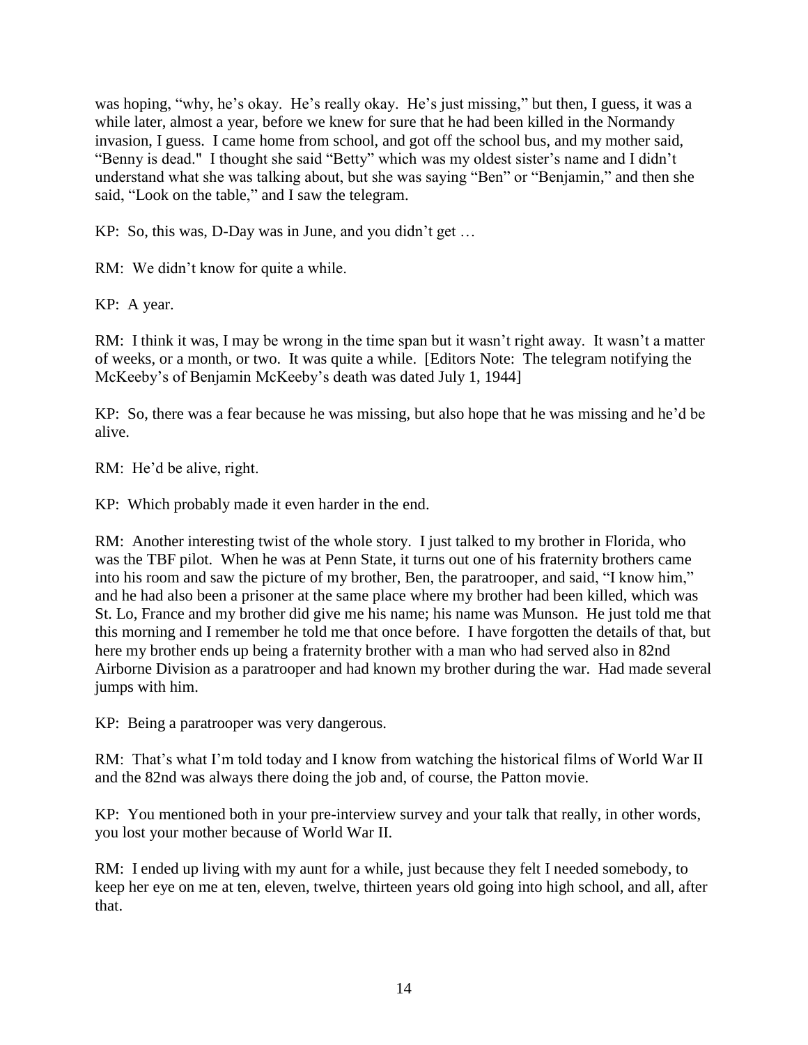was hoping, "why, he's okay. He's really okay. He's just missing," but then, I guess, it was a while later, almost a year, before we knew for sure that he had been killed in the Normandy invasion, I guess. I came home from school, and got off the school bus, and my mother said, "Benny is dead." I thought she said "Betty" which was my oldest sister's name and I didn't understand what she was talking about, but she was saying "Ben" or "Benjamin," and then she said, "Look on the table," and I saw the telegram.

KP: So, this was, D-Day was in June, and you didn't get …

RM: We didn't know for quite a while.

KP: A year.

RM: I think it was, I may be wrong in the time span but it wasn't right away. It wasn't a matter of weeks, or a month, or two. It was quite a while. [Editors Note: The telegram notifying the McKeeby's of Benjamin McKeeby's death was dated July 1, 1944]

KP: So, there was a fear because he was missing, but also hope that he was missing and he'd be alive.

RM: He'd be alive, right.

KP: Which probably made it even harder in the end.

RM: Another interesting twist of the whole story. I just talked to my brother in Florida, who was the TBF pilot. When he was at Penn State, it turns out one of his fraternity brothers came into his room and saw the picture of my brother, Ben, the paratrooper, and said, "I know him," and he had also been a prisoner at the same place where my brother had been killed, which was St. Lo, France and my brother did give me his name; his name was Munson. He just told me that this morning and I remember he told me that once before. I have forgotten the details of that, but here my brother ends up being a fraternity brother with a man who had served also in 82nd Airborne Division as a paratrooper and had known my brother during the war. Had made several jumps with him.

KP: Being a paratrooper was very dangerous.

RM: That's what I'm told today and I know from watching the historical films of World War II and the 82nd was always there doing the job and, of course, the Patton movie.

KP: You mentioned both in your pre-interview survey and your talk that really, in other words, you lost your mother because of World War II.

RM: I ended up living with my aunt for a while, just because they felt I needed somebody, to keep her eye on me at ten, eleven, twelve, thirteen years old going into high school, and all, after that.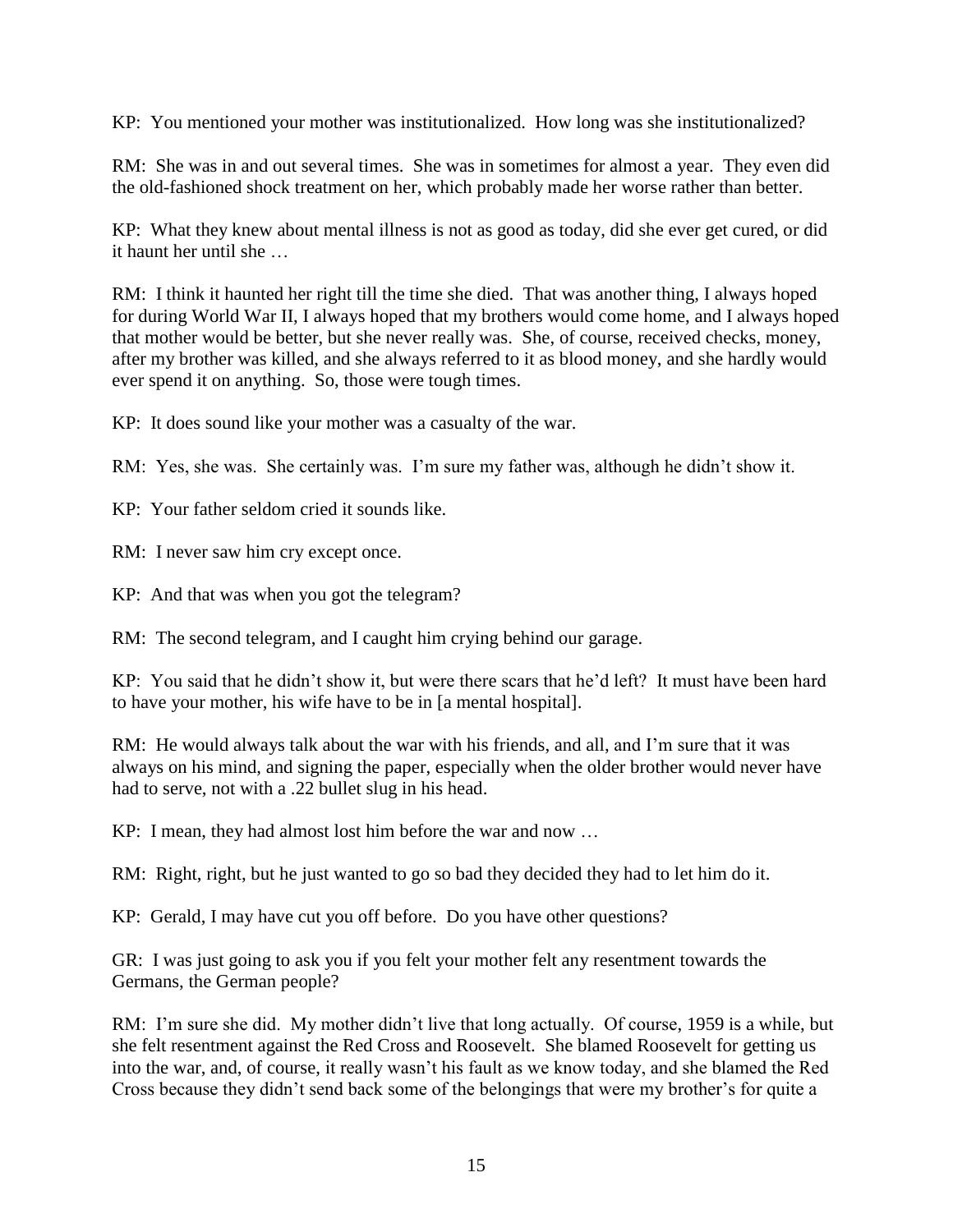KP: You mentioned your mother was institutionalized. How long was she institutionalized?

RM: She was in and out several times. She was in sometimes for almost a year. They even did the old-fashioned shock treatment on her, which probably made her worse rather than better.

KP: What they knew about mental illness is not as good as today, did she ever get cured, or did it haunt her until she …

RM: I think it haunted her right till the time she died. That was another thing, I always hoped for during World War II, I always hoped that my brothers would come home, and I always hoped that mother would be better, but she never really was. She, of course, received checks, money, after my brother was killed, and she always referred to it as blood money, and she hardly would ever spend it on anything. So, those were tough times.

KP: It does sound like your mother was a casualty of the war.

RM: Yes, she was. She certainly was. I'm sure my father was, although he didn't show it.

KP: Your father seldom cried it sounds like.

RM: I never saw him cry except once.

KP: And that was when you got the telegram?

RM: The second telegram, and I caught him crying behind our garage.

KP: You said that he didn't show it, but were there scars that he'd left? It must have been hard to have your mother, his wife have to be in [a mental hospital].

RM: He would always talk about the war with his friends, and all, and I'm sure that it was always on his mind, and signing the paper, especially when the older brother would never have had to serve, not with a .22 bullet slug in his head.

KP: I mean, they had almost lost him before the war and now …

RM: Right, right, but he just wanted to go so bad they decided they had to let him do it.

KP: Gerald, I may have cut you off before. Do you have other questions?

GR: I was just going to ask you if you felt your mother felt any resentment towards the Germans, the German people?

RM: I'm sure she did. My mother didn't live that long actually. Of course, 1959 is a while, but she felt resentment against the Red Cross and Roosevelt. She blamed Roosevelt for getting us into the war, and, of course, it really wasn't his fault as we know today, and she blamed the Red Cross because they didn't send back some of the belongings that were my brother's for quite a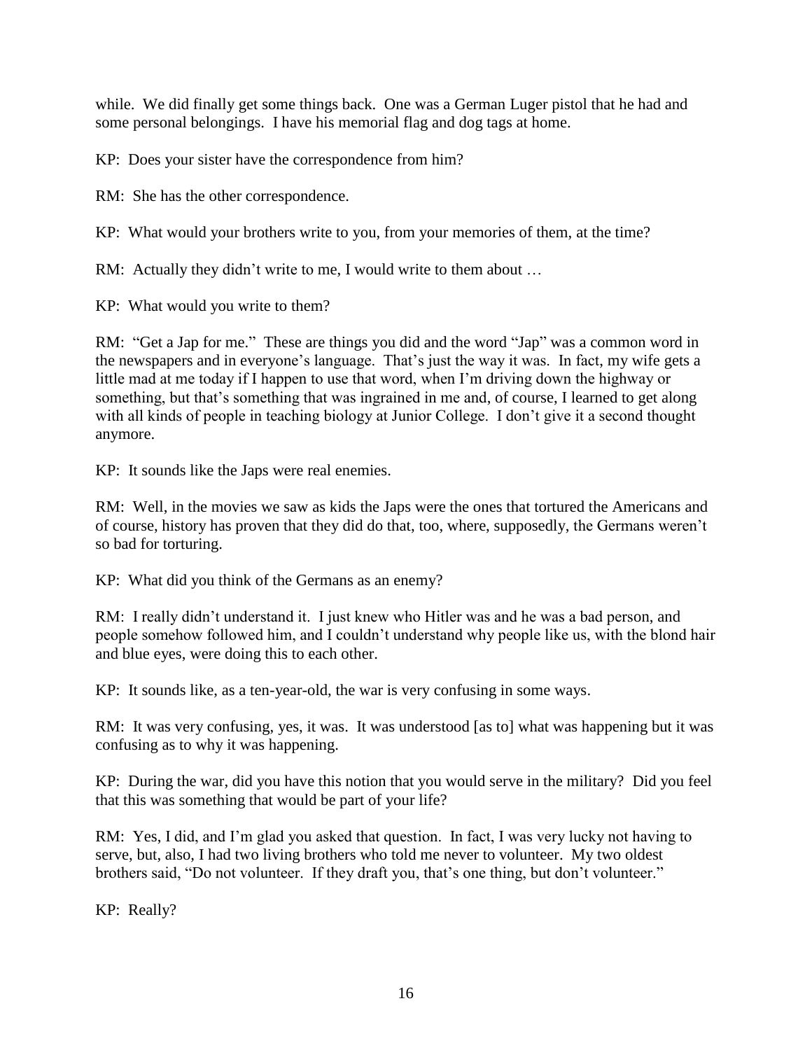while. We did finally get some things back. One was a German Luger pistol that he had and some personal belongings. I have his memorial flag and dog tags at home.

KP: Does your sister have the correspondence from him?

RM: She has the other correspondence.

KP: What would your brothers write to you, from your memories of them, at the time?

RM: Actually they didn't write to me, I would write to them about …

KP: What would you write to them?

RM: "Get a Jap for me." These are things you did and the word "Jap" was a common word in the newspapers and in everyone's language. That's just the way it was. In fact, my wife gets a little mad at me today if I happen to use that word, when I'm driving down the highway or something, but that's something that was ingrained in me and, of course, I learned to get along with all kinds of people in teaching biology at Junior College. I don't give it a second thought anymore.

KP: It sounds like the Japs were real enemies.

RM: Well, in the movies we saw as kids the Japs were the ones that tortured the Americans and of course, history has proven that they did do that, too, where, supposedly, the Germans weren't so bad for torturing.

KP: What did you think of the Germans as an enemy?

RM: I really didn't understand it. I just knew who Hitler was and he was a bad person, and people somehow followed him, and I couldn't understand why people like us, with the blond hair and blue eyes, were doing this to each other.

KP: It sounds like, as a ten-year-old, the war is very confusing in some ways.

RM: It was very confusing, yes, it was. It was understood [as to] what was happening but it was confusing as to why it was happening.

KP: During the war, did you have this notion that you would serve in the military? Did you feel that this was something that would be part of your life?

RM: Yes, I did, and I'm glad you asked that question. In fact, I was very lucky not having to serve, but, also, I had two living brothers who told me never to volunteer. My two oldest brothers said, "Do not volunteer. If they draft you, that's one thing, but don't volunteer."

KP: Really?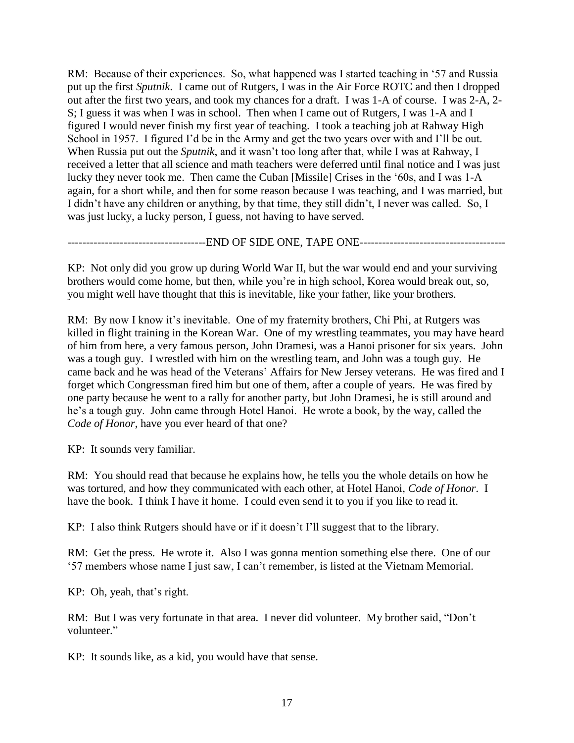RM: Because of their experiences. So, what happened was I started teaching in '57 and Russia put up the first *Sputnik*. I came out of Rutgers, I was in the Air Force ROTC and then I dropped out after the first two years, and took my chances for a draft. I was 1-A of course. I was 2-A, 2-S; I guess it was when I was in school. Then when I came out of Rutgers, I was 1-A and I figured I would never finish my first year of teaching. I took a teaching job at Rahway High School in 1957. I figured I'd be in the Army and get the two years over with and I'll be out. When Russia put out the *Sputnik*, and it wasn't too long after that, while I was at Rahway, I received a letter that all science and math teachers were deferred until final notice and I was just lucky they never took me. Then came the Cuban [Missile] Crises in the '60s, and I was 1-A again, for a short while, and then for some reason because I was teaching, and I was married, but I didn't have any children or anything, by that time, they still didn't, I never was called. So, I was just lucky, a lucky person, I guess, not having to have served.

-------------------------------------END OF SIDE ONE, TAPE ONE---------------------------------------

KP: Not only did you grow up during World War II, but the war would end and your surviving brothers would come home, but then, while you're in high school, Korea would break out, so, you might well have thought that this is inevitable, like your father, like your brothers.

RM: By now I know it's inevitable. One of my fraternity brothers, Chi Phi, at Rutgers was killed in flight training in the Korean War. One of my wrestling teammates, you may have heard of him from here, a very famous person, John Dramesi, was a Hanoi prisoner for six years. John was a tough guy. I wrestled with him on the wrestling team, and John was a tough guy. He came back and he was head of the Veterans' Affairs for New Jersey veterans. He was fired and I forget which Congressman fired him but one of them, after a couple of years. He was fired by one party because he went to a rally for another party, but John Dramesi, he is still around and he's a tough guy. John came through Hotel Hanoi. He wrote a book, by the way, called the *Code of Honor*, have you ever heard of that one?

KP: It sounds very familiar.

RM: You should read that because he explains how, he tells you the whole details on how he was tortured, and how they communicated with each other, at Hotel Hanoi, *Code of Honor*. I have the book. I think I have it home. I could even send it to you if you like to read it.

KP: I also think Rutgers should have or if it doesn't I'll suggest that to the library.

RM: Get the press. He wrote it. Also I was gonna mention something else there. One of our '57 members whose name I just saw, I can't remember, is listed at the Vietnam Memorial.

KP: Oh, yeah, that's right.

RM: But I was very fortunate in that area. I never did volunteer. My brother said, "Don't volunteer."

KP: It sounds like, as a kid, you would have that sense.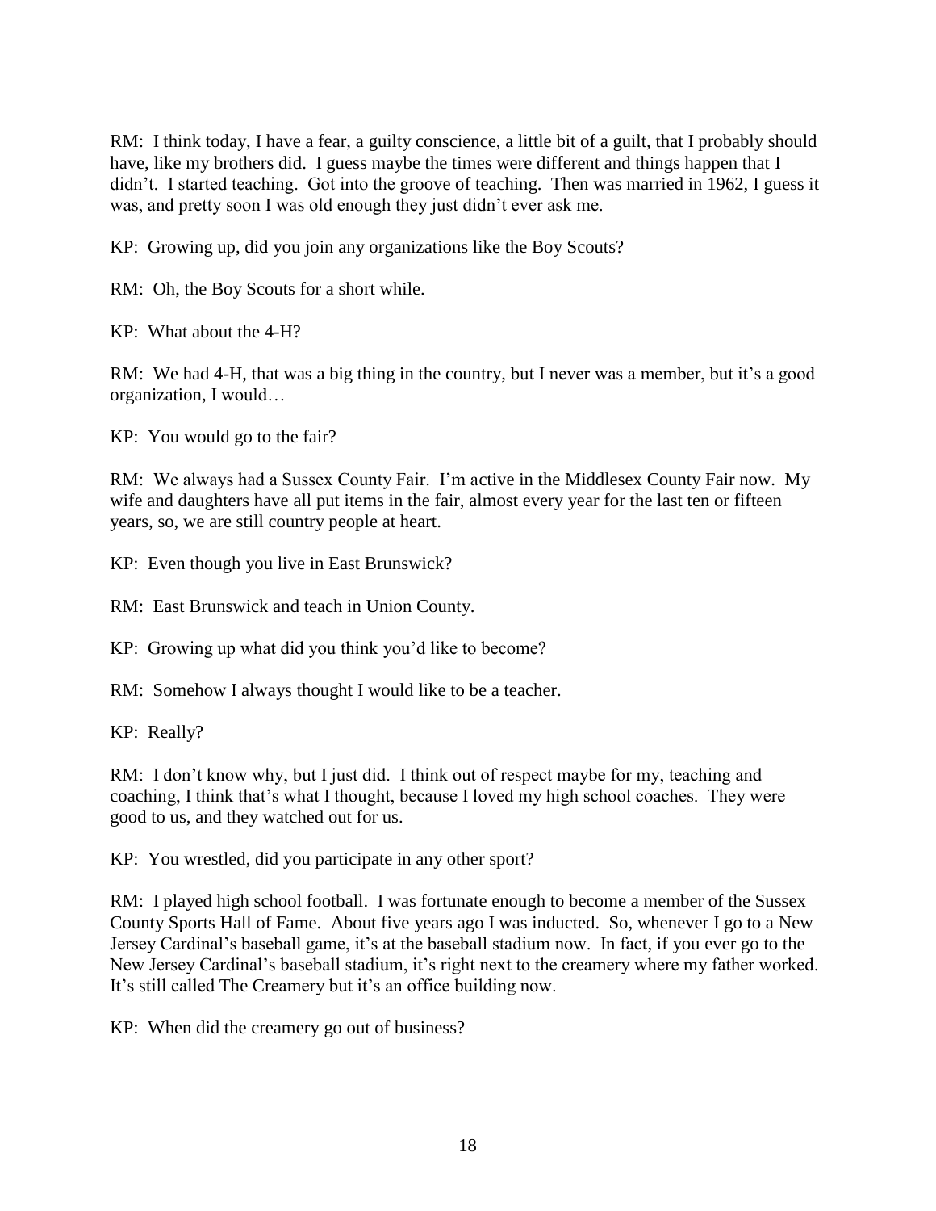RM: I think today, I have a fear, a guilty conscience, a little bit of a guilt, that I probably should have, like my brothers did. I guess maybe the times were different and things happen that I didn't. I started teaching. Got into the groove of teaching. Then was married in 1962, I guess it was, and pretty soon I was old enough they just didn't ever ask me.

KP: Growing up, did you join any organizations like the Boy Scouts?

RM: Oh, the Boy Scouts for a short while.

KP: What about the 4-H?

RM: We had 4-H, that was a big thing in the country, but I never was a member, but it's a good organization, I would…

KP: You would go to the fair?

RM: We always had a Sussex County Fair. I'm active in the Middlesex County Fair now. My wife and daughters have all put items in the fair, almost every year for the last ten or fifteen years, so, we are still country people at heart.

KP: Even though you live in East Brunswick?

RM: East Brunswick and teach in Union County.

KP: Growing up what did you think you'd like to become?

RM: Somehow I always thought I would like to be a teacher.

KP: Really?

RM: I don't know why, but I just did. I think out of respect maybe for my, teaching and coaching, I think that's what I thought, because I loved my high school coaches. They were good to us, and they watched out for us.

KP: You wrestled, did you participate in any other sport?

RM: I played high school football. I was fortunate enough to become a member of the Sussex County Sports Hall of Fame. About five years ago I was inducted. So, whenever I go to a New Jersey Cardinal's baseball game, it's at the baseball stadium now. In fact, if you ever go to the New Jersey Cardinal's baseball stadium, it's right next to the creamery where my father worked. It's still called The Creamery but it's an office building now.

KP: When did the creamery go out of business?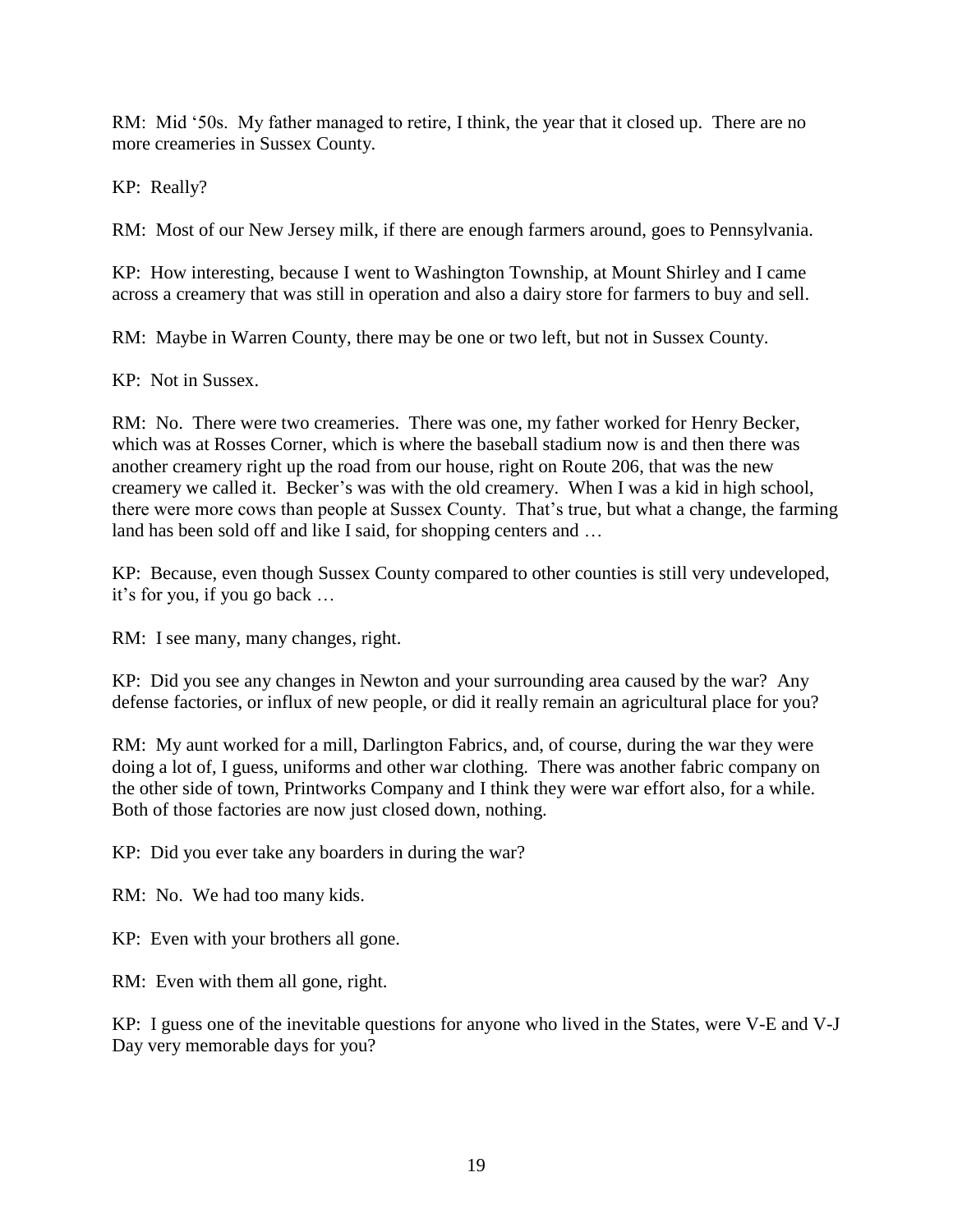RM: Mid '50s. My father managed to retire, I think, the year that it closed up. There are no more creameries in Sussex County.

KP: Really?

RM: Most of our New Jersey milk, if there are enough farmers around, goes to Pennsylvania.

KP: How interesting, because I went to Washington Township, at Mount Shirley and I came across a creamery that was still in operation and also a dairy store for farmers to buy and sell.

RM: Maybe in Warren County, there may be one or two left, but not in Sussex County.

KP: Not in Sussex.

RM: No. There were two creameries. There was one, my father worked for Henry Becker, which was at Rosses Corner, which is where the baseball stadium now is and then there was another creamery right up the road from our house, right on Route 206, that was the new creamery we called it. Becker's was with the old creamery. When I was a kid in high school, there were more cows than people at Sussex County. That's true, but what a change, the farming land has been sold off and like I said, for shopping centers and …

KP: Because, even though Sussex County compared to other counties is still very undeveloped, it's for you, if you go back …

RM: I see many, many changes, right.

KP: Did you see any changes in Newton and your surrounding area caused by the war? Any defense factories, or influx of new people, or did it really remain an agricultural place for you?

RM: My aunt worked for a mill, Darlington Fabrics, and, of course, during the war they were doing a lot of, I guess, uniforms and other war clothing. There was another fabric company on the other side of town, Printworks Company and I think they were war effort also, for a while. Both of those factories are now just closed down, nothing.

KP: Did you ever take any boarders in during the war?

RM: No. We had too many kids.

KP: Even with your brothers all gone.

RM: Even with them all gone, right.

KP: I guess one of the inevitable questions for anyone who lived in the States, were V-E and V-J Day very memorable days for you?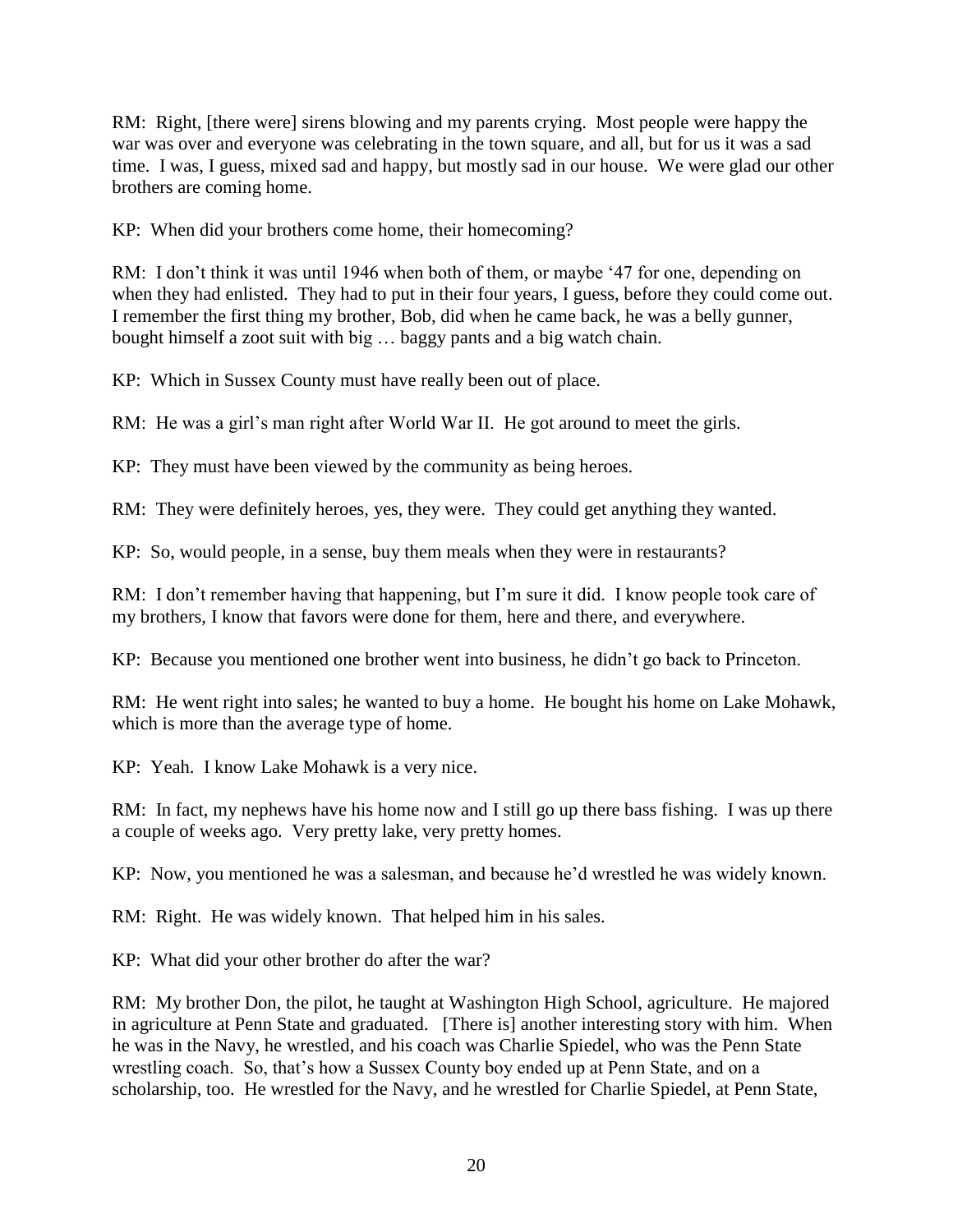RM: Right, [there were] sirens blowing and my parents crying. Most people were happy the war was over and everyone was celebrating in the town square, and all, but for us it was a sad time. I was, I guess, mixed sad and happy, but mostly sad in our house. We were glad our other brothers are coming home.

KP: When did your brothers come home, their homecoming?

RM: I don't think it was until 1946 when both of them, or maybe '47 for one, depending on when they had enlisted. They had to put in their four years, I guess, before they could come out. I remember the first thing my brother, Bob, did when he came back, he was a belly gunner, bought himself a zoot suit with big … baggy pants and a big watch chain.

KP: Which in Sussex County must have really been out of place.

RM: He was a girl's man right after World War II. He got around to meet the girls.

KP: They must have been viewed by the community as being heroes.

RM: They were definitely heroes, yes, they were. They could get anything they wanted.

KP: So, would people, in a sense, buy them meals when they were in restaurants?

RM: I don't remember having that happening, but I'm sure it did. I know people took care of my brothers, I know that favors were done for them, here and there, and everywhere.

KP: Because you mentioned one brother went into business, he didn't go back to Princeton.

RM: He went right into sales; he wanted to buy a home. He bought his home on Lake Mohawk, which is more than the average type of home.

KP: Yeah. I know Lake Mohawk is a very nice.

RM: In fact, my nephews have his home now and I still go up there bass fishing. I was up there a couple of weeks ago. Very pretty lake, very pretty homes.

KP: Now, you mentioned he was a salesman, and because he'd wrestled he was widely known.

RM: Right. He was widely known. That helped him in his sales.

KP: What did your other brother do after the war?

RM: My brother Don, the pilot, he taught at Washington High School, agriculture. He majored in agriculture at Penn State and graduated. [There is] another interesting story with him. When he was in the Navy, he wrestled, and his coach was Charlie Spiedel, who was the Penn State wrestling coach. So, that's how a Sussex County boy ended up at Penn State, and on a scholarship, too. He wrestled for the Navy, and he wrestled for Charlie Spiedel, at Penn State,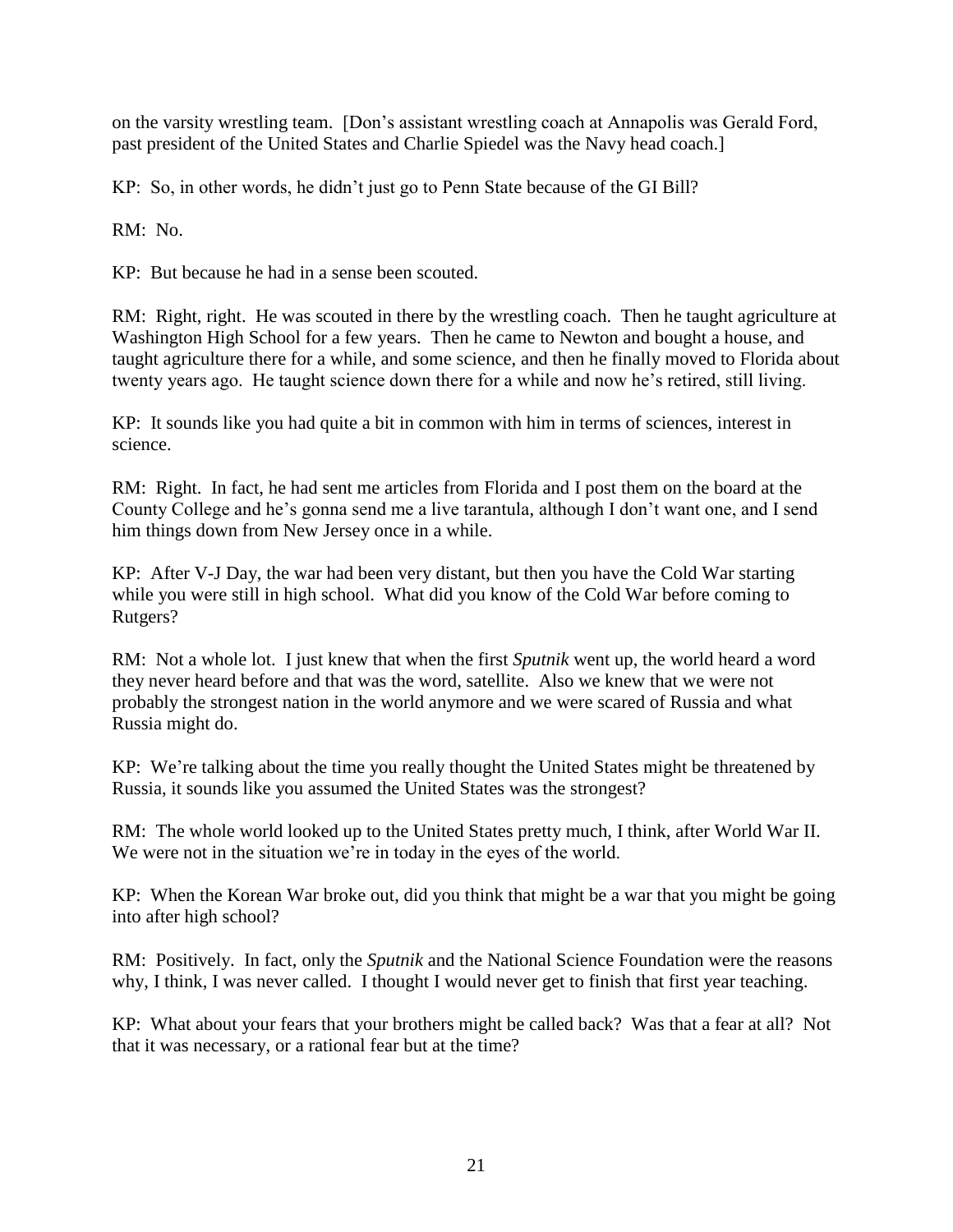on the varsity wrestling team. [Don's assistant wrestling coach at Annapolis was Gerald Ford, past president of the United States and Charlie Spiedel was the Navy head coach.]

KP: So, in other words, he didn't just go to Penn State because of the GI Bill?

RM: No.

KP: But because he had in a sense been scouted.

RM: Right, right. He was scouted in there by the wrestling coach. Then he taught agriculture at Washington High School for a few years. Then he came to Newton and bought a house, and taught agriculture there for a while, and some science, and then he finally moved to Florida about twenty years ago. He taught science down there for a while and now he's retired, still living.

KP: It sounds like you had quite a bit in common with him in terms of sciences, interest in science.

RM: Right. In fact, he had sent me articles from Florida and I post them on the board at the County College and he's gonna send me a live tarantula, although I don't want one, and I send him things down from New Jersey once in a while.

KP: After V-J Day, the war had been very distant, but then you have the Cold War starting while you were still in high school. What did you know of the Cold War before coming to Rutgers?

RM: Not a whole lot. I just knew that when the first *Sputnik* went up, the world heard a word they never heard before and that was the word, satellite. Also we knew that we were not probably the strongest nation in the world anymore and we were scared of Russia and what Russia might do.

KP: We're talking about the time you really thought the United States might be threatened by Russia, it sounds like you assumed the United States was the strongest?

RM: The whole world looked up to the United States pretty much, I think, after World War II. We were not in the situation we're in today in the eyes of the world.

KP: When the Korean War broke out, did you think that might be a war that you might be going into after high school?

RM: Positively. In fact, only the *Sputnik* and the National Science Foundation were the reasons why, I think, I was never called. I thought I would never get to finish that first year teaching.

KP: What about your fears that your brothers might be called back? Was that a fear at all? Not that it was necessary, or a rational fear but at the time?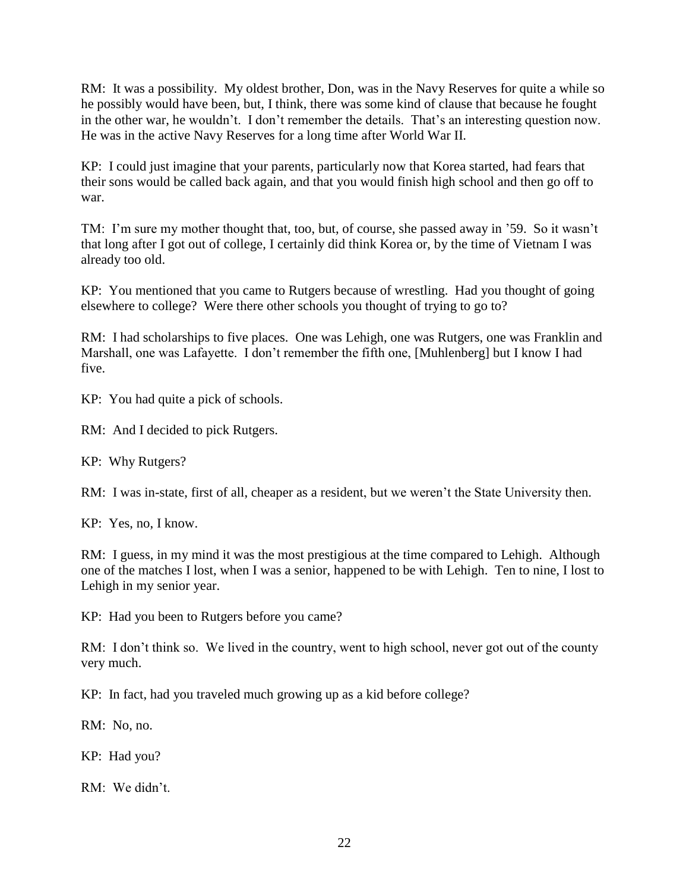RM: It was a possibility. My oldest brother, Don, was in the Navy Reserves for quite a while so he possibly would have been, but, I think, there was some kind of clause that because he fought in the other war, he wouldn't. I don't remember the details. That's an interesting question now. He was in the active Navy Reserves for a long time after World War II.

KP: I could just imagine that your parents, particularly now that Korea started, had fears that their sons would be called back again, and that you would finish high school and then go off to war.

TM: I'm sure my mother thought that, too, but, of course, she passed away in '59. So it wasn't that long after I got out of college, I certainly did think Korea or, by the time of Vietnam I was already too old.

KP: You mentioned that you came to Rutgers because of wrestling. Had you thought of going elsewhere to college? Were there other schools you thought of trying to go to?

RM: I had scholarships to five places. One was Lehigh, one was Rutgers, one was Franklin and Marshall, one was Lafayette. I don't remember the fifth one, [Muhlenberg] but I know I had five.

KP: You had quite a pick of schools.

RM: And I decided to pick Rutgers.

KP: Why Rutgers?

RM: I was in-state, first of all, cheaper as a resident, but we weren't the State University then.

KP: Yes, no, I know.

RM: I guess, in my mind it was the most prestigious at the time compared to Lehigh. Although one of the matches I lost, when I was a senior, happened to be with Lehigh. Ten to nine, I lost to Lehigh in my senior year.

KP: Had you been to Rutgers before you came?

RM: I don't think so. We lived in the country, went to high school, never got out of the county very much.

KP: In fact, had you traveled much growing up as a kid before college?

RM: No, no.

KP: Had you?

RM: We didn't.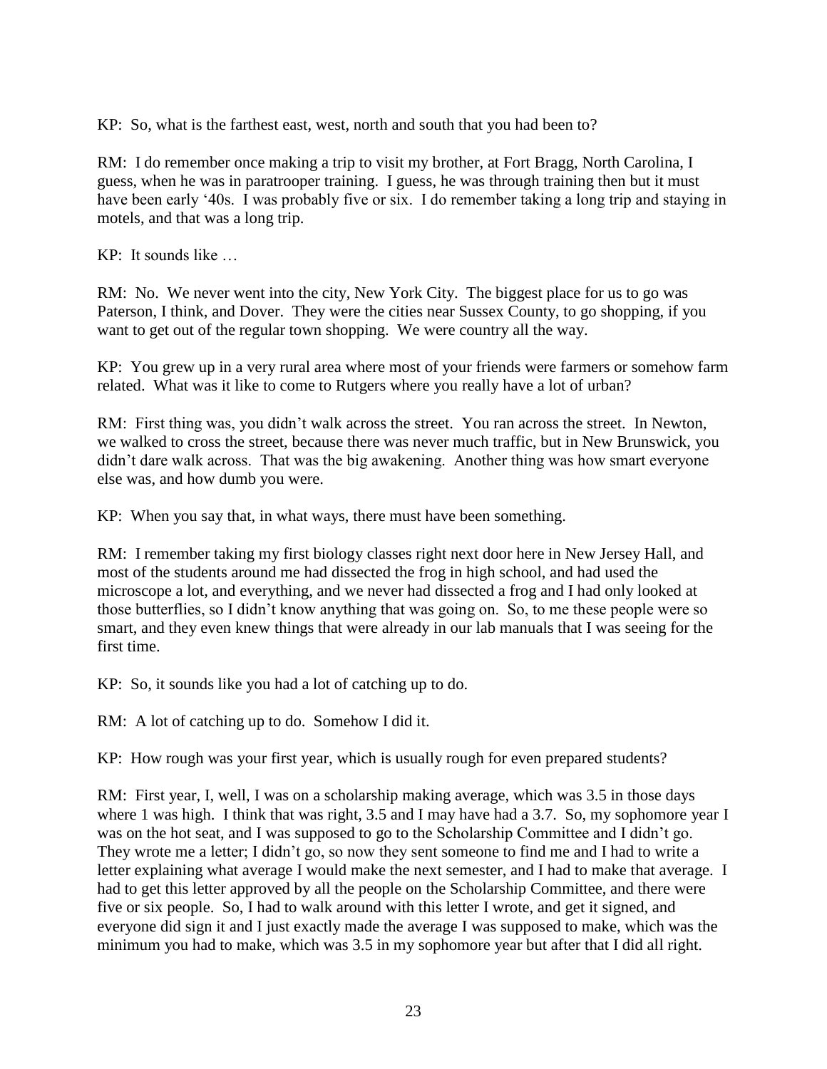KP: So, what is the farthest east, west, north and south that you had been to?

RM: I do remember once making a trip to visit my brother, at Fort Bragg, North Carolina, I guess, when he was in paratrooper training. I guess, he was through training then but it must have been early '40s. I was probably five or six. I do remember taking a long trip and staying in motels, and that was a long trip.

KP: It sounds like …

RM: No. We never went into the city, New York City. The biggest place for us to go was Paterson, I think, and Dover. They were the cities near Sussex County, to go shopping, if you want to get out of the regular town shopping. We were country all the way.

KP: You grew up in a very rural area where most of your friends were farmers or somehow farm related. What was it like to come to Rutgers where you really have a lot of urban?

RM: First thing was, you didn't walk across the street. You ran across the street. In Newton, we walked to cross the street, because there was never much traffic, but in New Brunswick, you didn't dare walk across. That was the big awakening. Another thing was how smart everyone else was, and how dumb you were.

KP: When you say that, in what ways, there must have been something.

RM: I remember taking my first biology classes right next door here in New Jersey Hall, and most of the students around me had dissected the frog in high school, and had used the microscope a lot, and everything, and we never had dissected a frog and I had only looked at those butterflies, so I didn't know anything that was going on. So, to me these people were so smart, and they even knew things that were already in our lab manuals that I was seeing for the first time.

KP: So, it sounds like you had a lot of catching up to do.

RM: A lot of catching up to do. Somehow I did it.

KP: How rough was your first year, which is usually rough for even prepared students?

RM: First year, I, well, I was on a scholarship making average, which was 3.5 in those days where 1 was high. I think that was right, 3.5 and I may have had a 3.7. So, my sophomore year I was on the hot seat, and I was supposed to go to the Scholarship Committee and I didn't go. They wrote me a letter; I didn't go, so now they sent someone to find me and I had to write a letter explaining what average I would make the next semester, and I had to make that average. I had to get this letter approved by all the people on the Scholarship Committee, and there were five or six people. So, I had to walk around with this letter I wrote, and get it signed, and everyone did sign it and I just exactly made the average I was supposed to make, which was the minimum you had to make, which was 3.5 in my sophomore year but after that I did all right.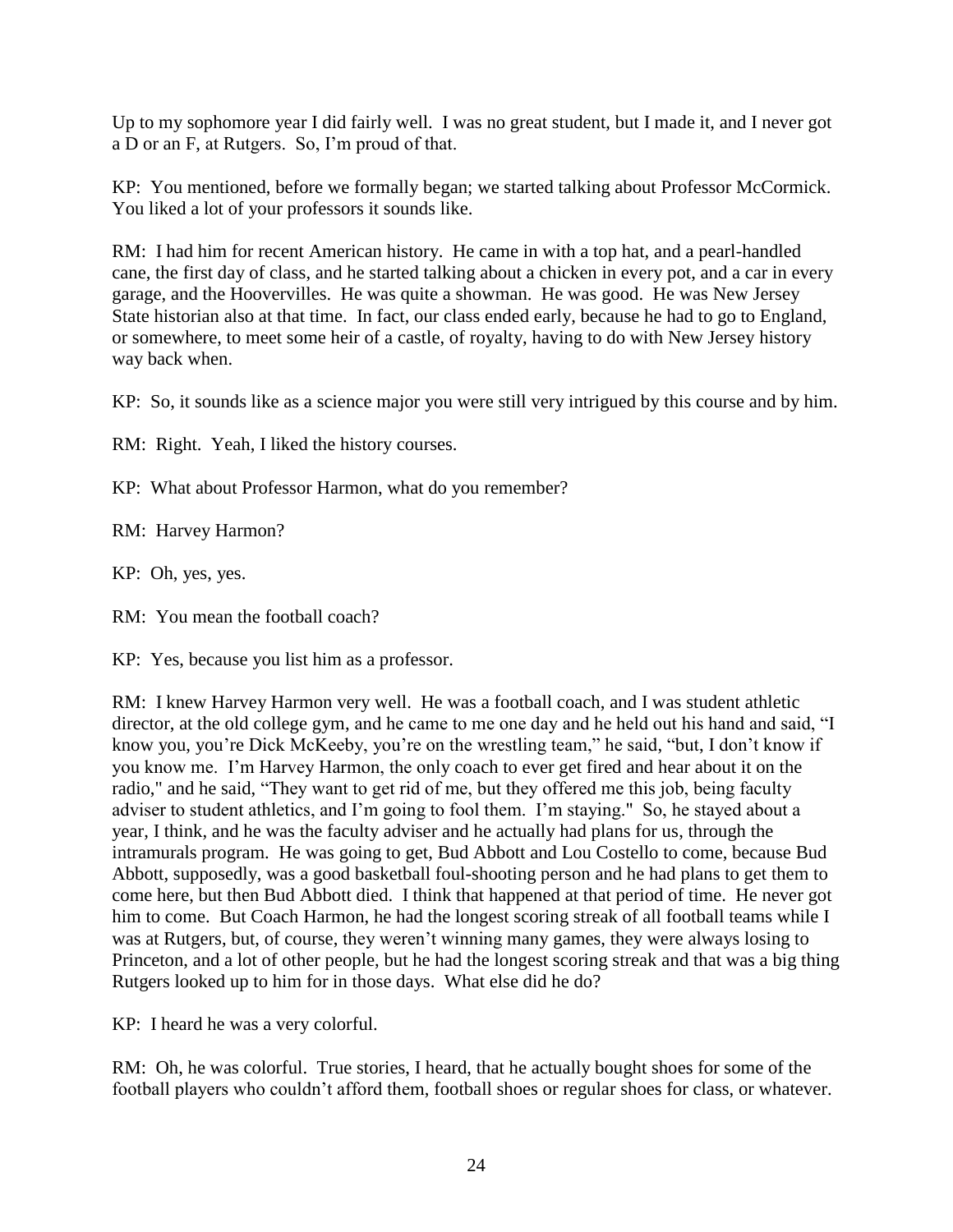Up to my sophomore year I did fairly well. I was no great student, but I made it, and I never got a D or an F, at Rutgers. So, I'm proud of that.

KP: You mentioned, before we formally began; we started talking about Professor McCormick. You liked a lot of your professors it sounds like.

RM: I had him for recent American history. He came in with a top hat, and a pearl-handled cane, the first day of class, and he started talking about a chicken in every pot, and a car in every garage, and the Hoovervilles. He was quite a showman. He was good. He was New Jersey State historian also at that time. In fact, our class ended early, because he had to go to England, or somewhere, to meet some heir of a castle, of royalty, having to do with New Jersey history way back when.

KP: So, it sounds like as a science major you were still very intrigued by this course and by him.

RM: Right. Yeah, I liked the history courses.

KP: What about Professor Harmon, what do you remember?

RM: Harvey Harmon?

KP: Oh, yes, yes.

RM: You mean the football coach?

KP: Yes, because you list him as a professor.

RM: I knew Harvey Harmon very well. He was a football coach, and I was student athletic director, at the old college gym, and he came to me one day and he held out his hand and said, "I know you, you're Dick McKeeby, you're on the wrestling team," he said, "but, I don't know if you know me. I'm Harvey Harmon, the only coach to ever get fired and hear about it on the radio," and he said, "They want to get rid of me, but they offered me this job, being faculty adviser to student athletics, and I'm going to fool them. I'm staying." So, he stayed about a year, I think, and he was the faculty adviser and he actually had plans for us, through the intramurals program. He was going to get, Bud Abbott and Lou Costello to come, because Bud Abbott, supposedly, was a good basketball foul-shooting person and he had plans to get them to come here, but then Bud Abbott died. I think that happened at that period of time. He never got him to come. But Coach Harmon, he had the longest scoring streak of all football teams while I was at Rutgers, but, of course, they weren't winning many games, they were always losing to Princeton, and a lot of other people, but he had the longest scoring streak and that was a big thing Rutgers looked up to him for in those days. What else did he do?

KP: I heard he was a very colorful.

RM: Oh, he was colorful. True stories, I heard, that he actually bought shoes for some of the football players who couldn't afford them, football shoes or regular shoes for class, or whatever.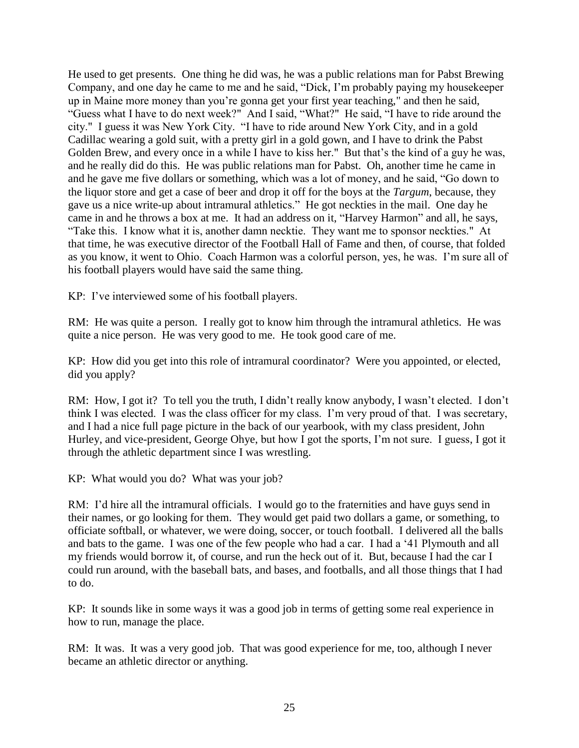He used to get presents. One thing he did was, he was a public relations man for Pabst Brewing Company, and one day he came to me and he said, "Dick, I'm probably paying my housekeeper up in Maine more money than you're gonna get your first year teaching," and then he said, "Guess what I have to do next week?" And I said, "What?" He said, "I have to ride around the city." I guess it was New York City. "I have to ride around New York City, and in a gold Cadillac wearing a gold suit, with a pretty girl in a gold gown, and I have to drink the Pabst Golden Brew, and every once in a while I have to kiss her." But that's the kind of a guy he was, and he really did do this. He was public relations man for Pabst. Oh, another time he came in and he gave me five dollars or something, which was a lot of money, and he said, "Go down to the liquor store and get a case of beer and drop it off for the boys at the *Targum,* because, they gave us a nice write-up about intramural athletics." He got neckties in the mail. One day he came in and he throws a box at me. It had an address on it, "Harvey Harmon" and all, he says, "Take this. I know what it is, another damn necktie. They want me to sponsor neckties." At that time, he was executive director of the Football Hall of Fame and then, of course, that folded as you know, it went to Ohio. Coach Harmon was a colorful person, yes, he was. I'm sure all of his football players would have said the same thing.

KP: I've interviewed some of his football players.

RM: He was quite a person. I really got to know him through the intramural athletics. He was quite a nice person. He was very good to me. He took good care of me.

KP: How did you get into this role of intramural coordinator? Were you appointed, or elected, did you apply?

RM: How, I got it? To tell you the truth, I didn't really know anybody, I wasn't elected. I don't think I was elected. I was the class officer for my class. I'm very proud of that. I was secretary, and I had a nice full page picture in the back of our yearbook, with my class president, John Hurley, and vice-president, George Ohye, but how I got the sports, I'm not sure. I guess, I got it through the athletic department since I was wrestling.

KP: What would you do? What was your job?

RM: I'd hire all the intramural officials. I would go to the fraternities and have guys send in their names, or go looking for them. They would get paid two dollars a game, or something, to officiate softball, or whatever, we were doing, soccer, or touch football. I delivered all the balls and bats to the game. I was one of the few people who had a car. I had a '41 Plymouth and all my friends would borrow it, of course, and run the heck out of it. But, because I had the car I could run around, with the baseball bats, and bases, and footballs, and all those things that I had to do.

KP: It sounds like in some ways it was a good job in terms of getting some real experience in how to run, manage the place.

RM: It was. It was a very good job. That was good experience for me, too, although I never became an athletic director or anything.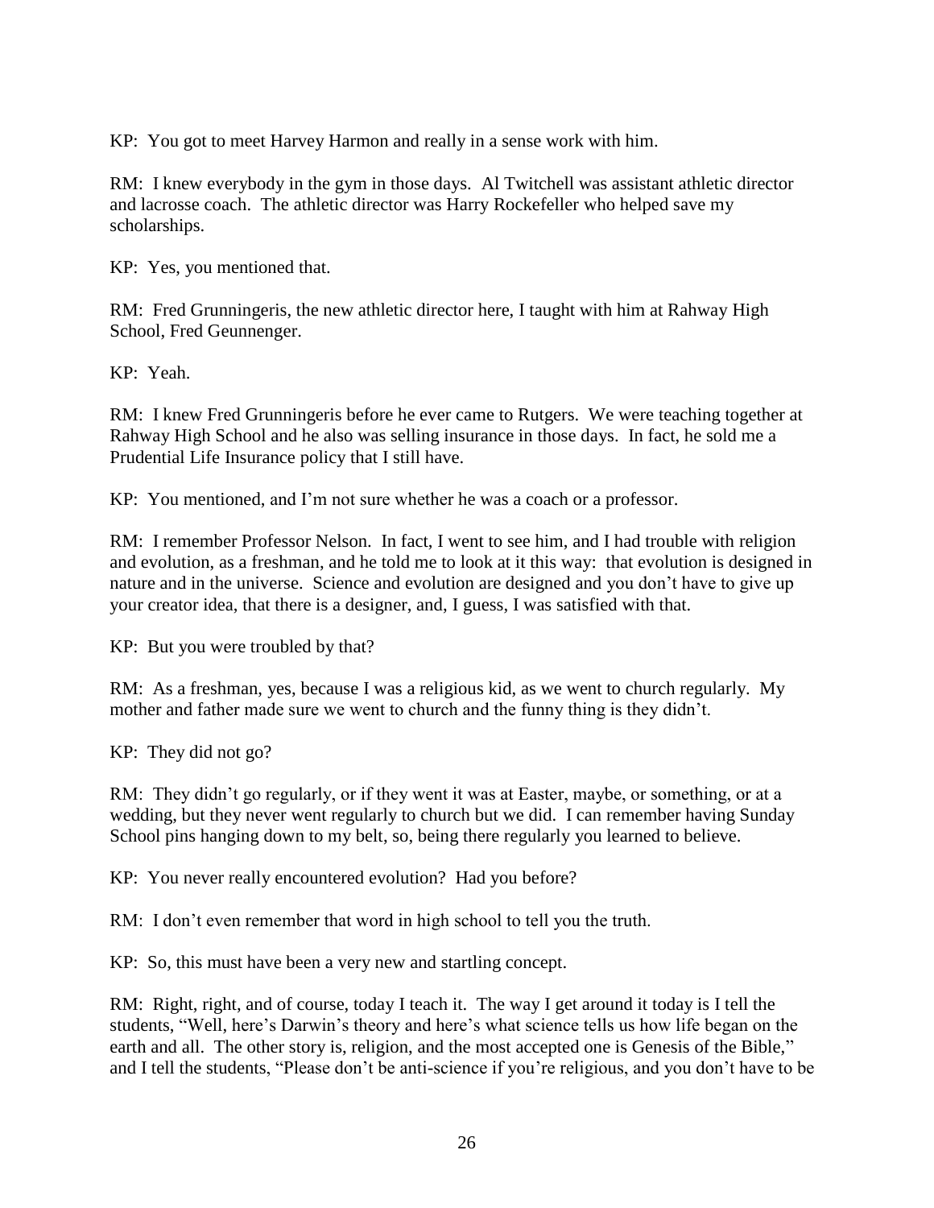KP: You got to meet Harvey Harmon and really in a sense work with him.

RM: I knew everybody in the gym in those days. Al Twitchell was assistant athletic director and lacrosse coach. The athletic director was Harry Rockefeller who helped save my scholarships.

KP: Yes, you mentioned that.

RM: Fred Grunningeris, the new athletic director here, I taught with him at Rahway High School, Fred Geunnenger.

KP: Yeah.

RM: I knew Fred Grunningeris before he ever came to Rutgers. We were teaching together at Rahway High School and he also was selling insurance in those days. In fact, he sold me a Prudential Life Insurance policy that I still have.

KP: You mentioned, and I'm not sure whether he was a coach or a professor.

RM: I remember Professor Nelson. In fact, I went to see him, and I had trouble with religion and evolution, as a freshman, and he told me to look at it this way: that evolution is designed in nature and in the universe. Science and evolution are designed and you don't have to give up your creator idea, that there is a designer, and, I guess, I was satisfied with that.

KP: But you were troubled by that?

RM: As a freshman, yes, because I was a religious kid, as we went to church regularly. My mother and father made sure we went to church and the funny thing is they didn't.

KP: They did not go?

RM: They didn't go regularly, or if they went it was at Easter, maybe, or something, or at a wedding, but they never went regularly to church but we did. I can remember having Sunday School pins hanging down to my belt, so, being there regularly you learned to believe.

KP: You never really encountered evolution? Had you before?

RM: I don't even remember that word in high school to tell you the truth.

KP: So, this must have been a very new and startling concept.

RM: Right, right, and of course, today I teach it. The way I get around it today is I tell the students, "Well, here's Darwin's theory and here's what science tells us how life began on the earth and all. The other story is, religion, and the most accepted one is Genesis of the Bible," and I tell the students, "Please don't be anti-science if you're religious, and you don't have to be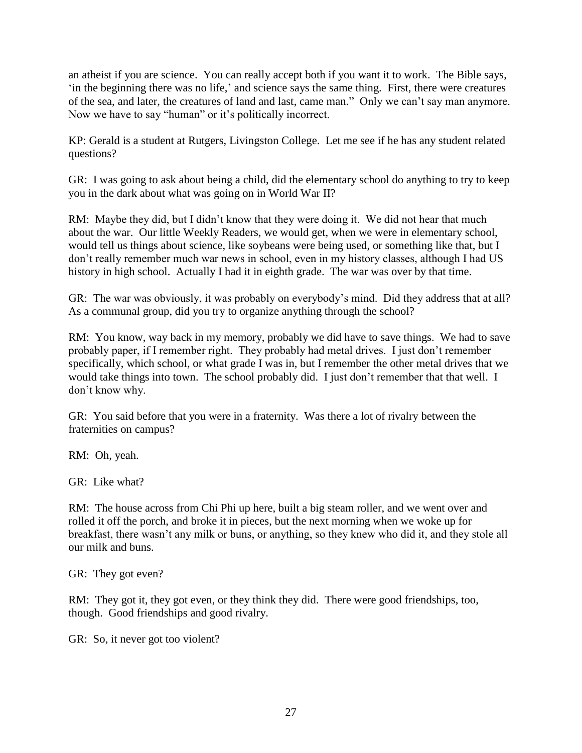an atheist if you are science. You can really accept both if you want it to work. The Bible says, 'in the beginning there was no life,' and science says the same thing. First, there were creatures of the sea, and later, the creatures of land and last, came man." Only we can't say man anymore. Now we have to say "human" or it's politically incorrect.

KP: Gerald is a student at Rutgers, Livingston College. Let me see if he has any student related questions?

GR: I was going to ask about being a child, did the elementary school do anything to try to keep you in the dark about what was going on in World War II?

RM: Maybe they did, but I didn't know that they were doing it. We did not hear that much about the war. Our little Weekly Readers, we would get, when we were in elementary school, would tell us things about science, like soybeans were being used, or something like that, but I don't really remember much war news in school, even in my history classes, although I had US history in high school. Actually I had it in eighth grade. The war was over by that time.

GR: The war was obviously, it was probably on everybody's mind. Did they address that at all? As a communal group, did you try to organize anything through the school?

RM: You know, way back in my memory, probably we did have to save things. We had to save probably paper, if I remember right. They probably had metal drives. I just don't remember specifically, which school, or what grade I was in, but I remember the other metal drives that we would take things into town. The school probably did. I just don't remember that that well. I don't know why.

GR: You said before that you were in a fraternity. Was there a lot of rivalry between the fraternities on campus?

RM: Oh, yeah.

GR: Like what?

RM: The house across from Chi Phi up here, built a big steam roller, and we went over and rolled it off the porch, and broke it in pieces, but the next morning when we woke up for breakfast, there wasn't any milk or buns, or anything, so they knew who did it, and they stole all our milk and buns.

GR: They got even?

RM: They got it, they got even, or they think they did. There were good friendships, too, though. Good friendships and good rivalry.

GR: So, it never got too violent?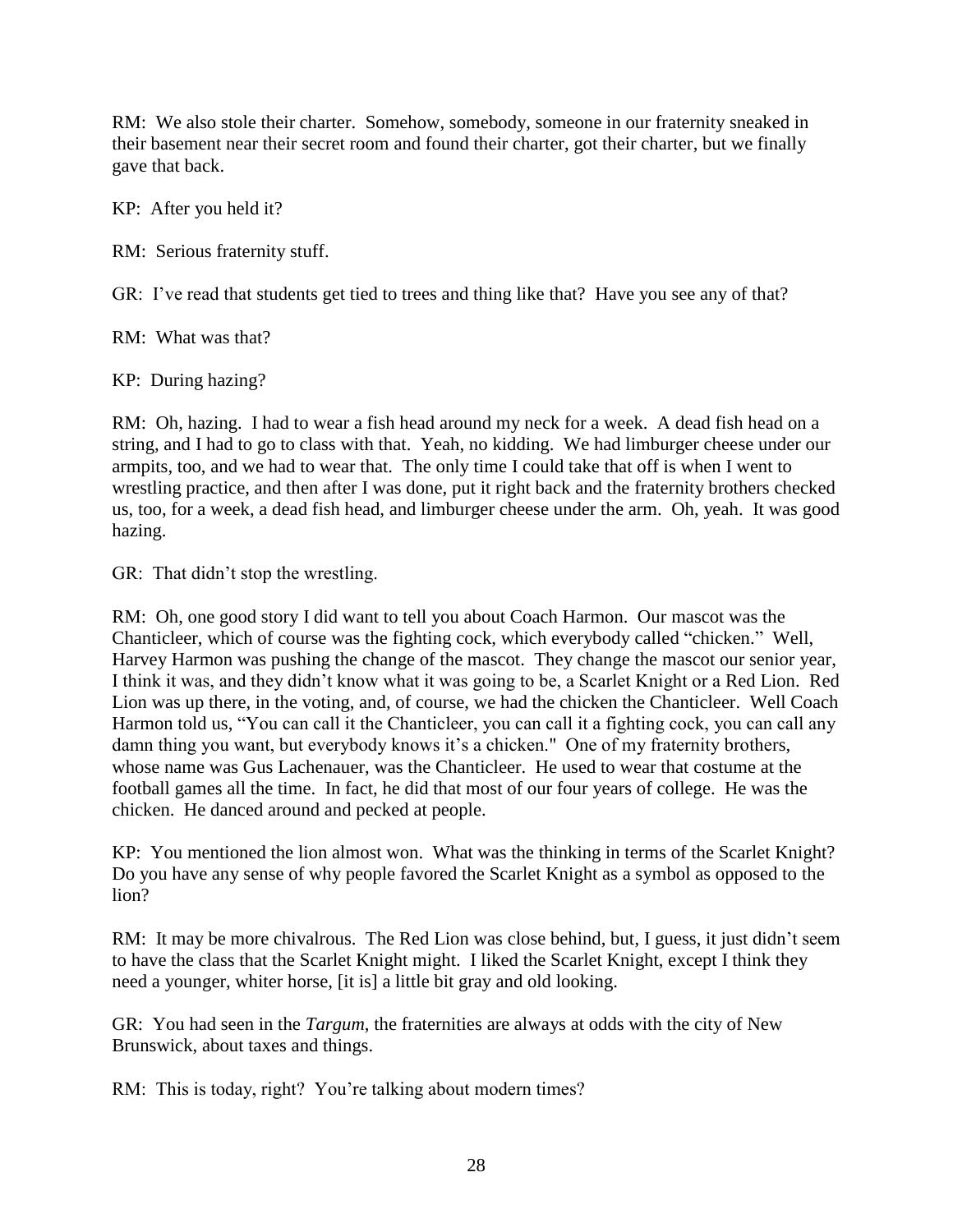RM: We also stole their charter. Somehow, somebody, someone in our fraternity sneaked in their basement near their secret room and found their charter, got their charter, but we finally gave that back.

KP: After you held it?

RM: Serious fraternity stuff.

GR: I've read that students get tied to trees and thing like that? Have you see any of that?

RM: What was that?

KP: During hazing?

RM: Oh, hazing. I had to wear a fish head around my neck for a week. A dead fish head on a string, and I had to go to class with that. Yeah, no kidding. We had limburger cheese under our armpits, too, and we had to wear that. The only time I could take that off is when I went to wrestling practice, and then after I was done, put it right back and the fraternity brothers checked us, too, for a week, a dead fish head, and limburger cheese under the arm. Oh, yeah. It was good hazing.

GR: That didn't stop the wrestling.

RM: Oh, one good story I did want to tell you about Coach Harmon. Our mascot was the Chanticleer, which of course was the fighting cock, which everybody called "chicken." Well, Harvey Harmon was pushing the change of the mascot. They change the mascot our senior year, I think it was, and they didn't know what it was going to be, a Scarlet Knight or a Red Lion. Red Lion was up there, in the voting, and, of course, we had the chicken the Chanticleer. Well Coach Harmon told us, "You can call it the Chanticleer, you can call it a fighting cock, you can call any damn thing you want, but everybody knows it's a chicken." One of my fraternity brothers, whose name was Gus Lachenauer, was the Chanticleer. He used to wear that costume at the football games all the time. In fact, he did that most of our four years of college. He was the chicken. He danced around and pecked at people.

KP: You mentioned the lion almost won. What was the thinking in terms of the Scarlet Knight? Do you have any sense of why people favored the Scarlet Knight as a symbol as opposed to the lion?

RM: It may be more chivalrous. The Red Lion was close behind, but, I guess, it just didn't seem to have the class that the Scarlet Knight might. I liked the Scarlet Knight, except I think they need a younger, whiter horse, [it is] a little bit gray and old looking.

GR: You had seen in the *Targum*, the fraternities are always at odds with the city of New Brunswick, about taxes and things.

RM: This is today, right? You're talking about modern times?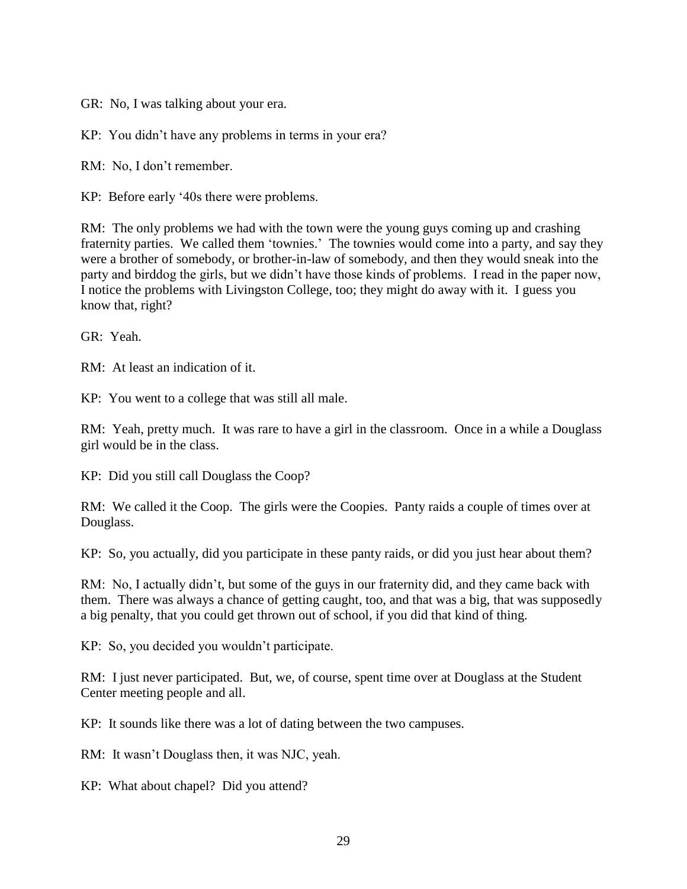GR: No, I was talking about your era.

KP: You didn't have any problems in terms in your era?

RM: No, I don't remember.

KP: Before early '40s there were problems.

RM: The only problems we had with the town were the young guys coming up and crashing fraternity parties. We called them 'townies.' The townies would come into a party, and say they were a brother of somebody, or brother-in-law of somebody, and then they would sneak into the party and birddog the girls, but we didn't have those kinds of problems. I read in the paper now, I notice the problems with Livingston College, too; they might do away with it. I guess you know that, right?

GR: Yeah.

RM: At least an indication of it.

KP: You went to a college that was still all male.

RM: Yeah, pretty much. It was rare to have a girl in the classroom. Once in a while a Douglass girl would be in the class.

KP: Did you still call Douglass the Coop?

RM: We called it the Coop. The girls were the Coopies. Panty raids a couple of times over at Douglass.

KP: So, you actually, did you participate in these panty raids, or did you just hear about them?

RM: No, I actually didn't, but some of the guys in our fraternity did, and they came back with them. There was always a chance of getting caught, too, and that was a big, that was supposedly a big penalty, that you could get thrown out of school, if you did that kind of thing.

KP: So, you decided you wouldn't participate.

RM: I just never participated. But, we, of course, spent time over at Douglass at the Student Center meeting people and all.

KP: It sounds like there was a lot of dating between the two campuses.

RM: It wasn't Douglass then, it was NJC, yeah.

KP: What about chapel? Did you attend?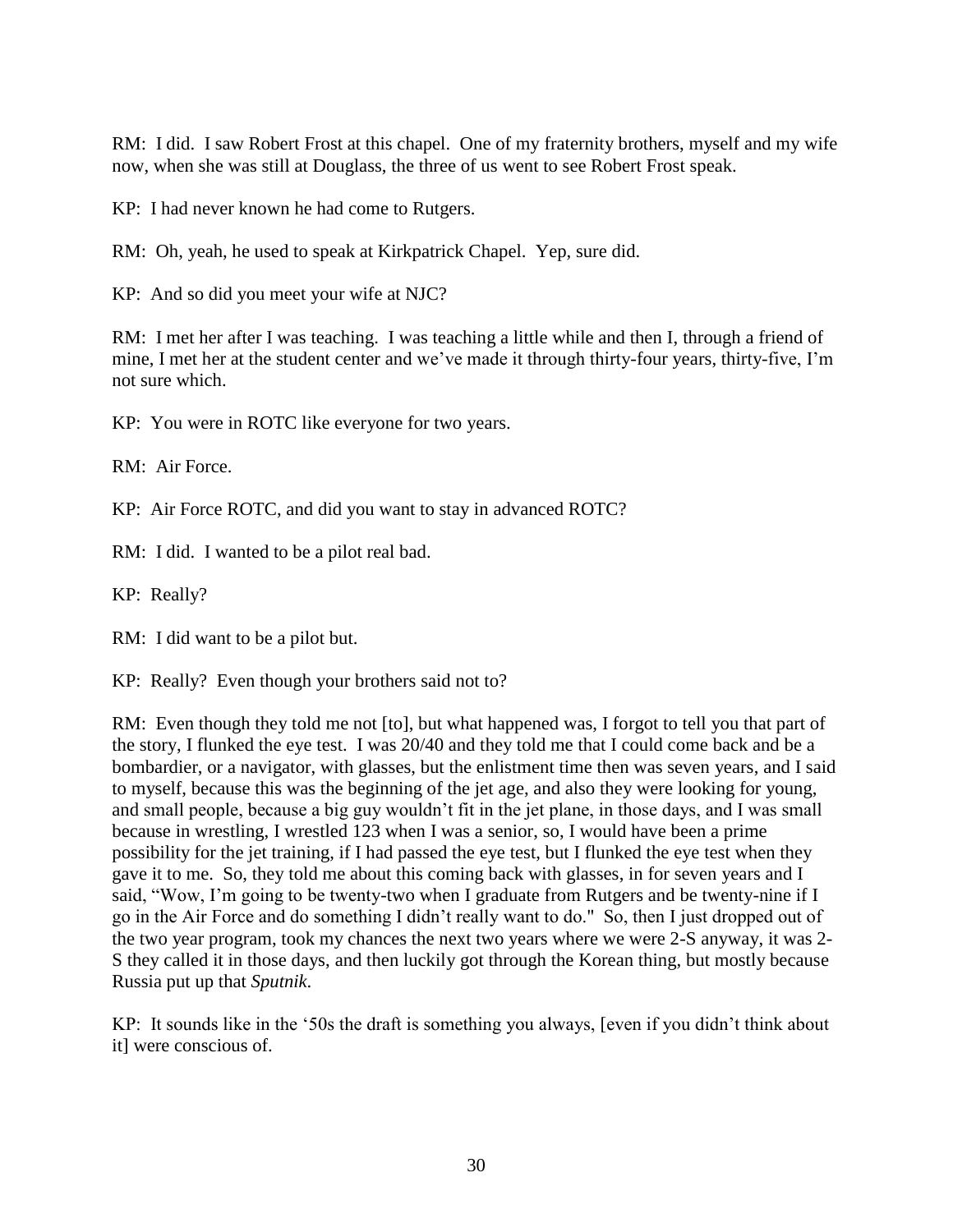RM: I did. I saw Robert Frost at this chapel. One of my fraternity brothers, myself and my wife now, when she was still at Douglass, the three of us went to see Robert Frost speak.

KP: I had never known he had come to Rutgers.

RM: Oh, yeah, he used to speak at Kirkpatrick Chapel. Yep, sure did.

KP: And so did you meet your wife at NJC?

RM: I met her after I was teaching. I was teaching a little while and then I, through a friend of mine, I met her at the student center and we've made it through thirty-four years, thirty-five, I'm not sure which.

KP: You were in ROTC like everyone for two years.

RM: Air Force.

KP: Air Force ROTC, and did you want to stay in advanced ROTC?

RM: I did. I wanted to be a pilot real bad.

KP: Really?

RM: I did want to be a pilot but.

KP: Really? Even though your brothers said not to?

RM: Even though they told me not [to], but what happened was, I forgot to tell you that part of the story, I flunked the eye test. I was 20/40 and they told me that I could come back and be a bombardier, or a navigator, with glasses, but the enlistment time then was seven years, and I said to myself, because this was the beginning of the jet age, and also they were looking for young, and small people, because a big guy wouldn't fit in the jet plane, in those days, and I was small because in wrestling, I wrestled 123 when I was a senior, so, I would have been a prime possibility for the jet training, if I had passed the eye test, but I flunked the eye test when they gave it to me. So, they told me about this coming back with glasses, in for seven years and I said, "Wow, I'm going to be twenty-two when I graduate from Rutgers and be twenty-nine if I go in the Air Force and do something I didn't really want to do." So, then I just dropped out of the two year program, took my chances the next two years where we were 2-S anyway, it was 2-S they called it in those days, and then luckily got through the Korean thing, but mostly because Russia put up that *Sputnik*.

KP: It sounds like in the '50s the draft is something you always, [even if you didn't think about it] were conscious of.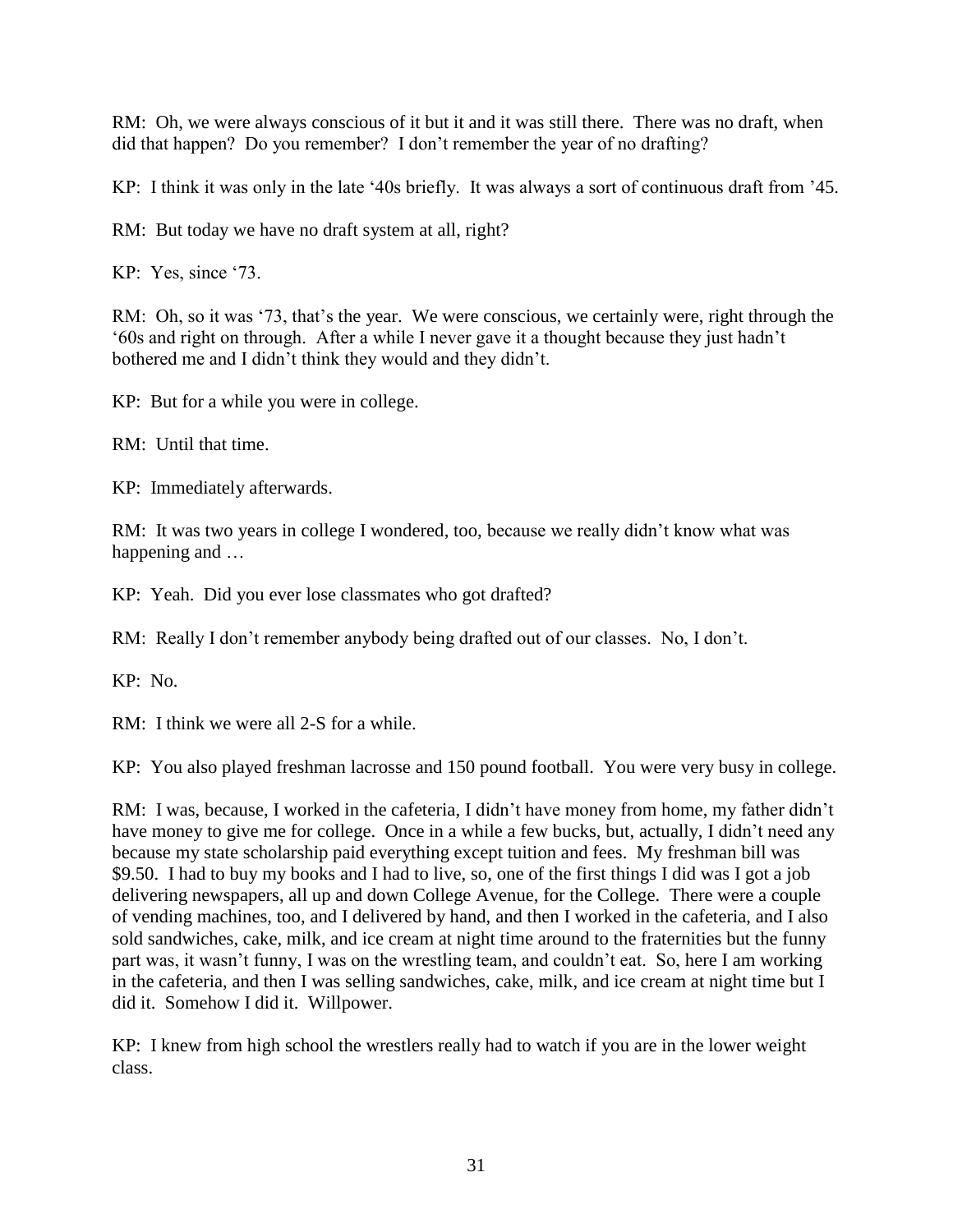RM: Oh, we were always conscious of it but it and it was still there. There was no draft, when did that happen? Do you remember? I don't remember the year of no drafting?

KP: I think it was only in the late '40s briefly. It was always a sort of continuous draft from '45.

RM: But today we have no draft system at all, right?

KP: Yes, since '73.

RM: Oh, so it was '73, that's the year. We were conscious, we certainly were, right through the '60s and right on through. After a while I never gave it a thought because they just hadn't bothered me and I didn't think they would and they didn't.

KP: But for a while you were in college.

RM: Until that time.

KP: Immediately afterwards.

RM: It was two years in college I wondered, too, because we really didn't know what was happening and …

KP: Yeah. Did you ever lose classmates who got drafted?

RM: Really I don't remember anybody being drafted out of our classes. No, I don't.

KP: No.

RM: I think we were all 2-S for a while.

KP: You also played freshman lacrosse and 150 pound football. You were very busy in college.

RM: I was, because, I worked in the cafeteria, I didn't have money from home, my father didn't have money to give me for college. Once in a while a few bucks, but, actually, I didn't need any because my state scholarship paid everything except tuition and fees. My freshman bill was $9.50. I had to buy my books and I had to live, so, one of the first things I did was I got a job delivering newspapers, all up and down College Avenue, for the College. There were a couple of vending machines, too, and I delivered by hand, and then I worked in the cafeteria, and I also sold sandwiches, cake, milk, and ice cream at night time around to the fraternities but the funny part was, it wasn't funny, I was on the wrestling team, and couldn't eat. So, here I am working in the cafeteria, and then I was selling sandwiches, cake, milk, and ice cream at night time but I did it. Somehow I did it. Willpower.

KP: I knew from high school the wrestlers really had to watch if you are in the lower weight class.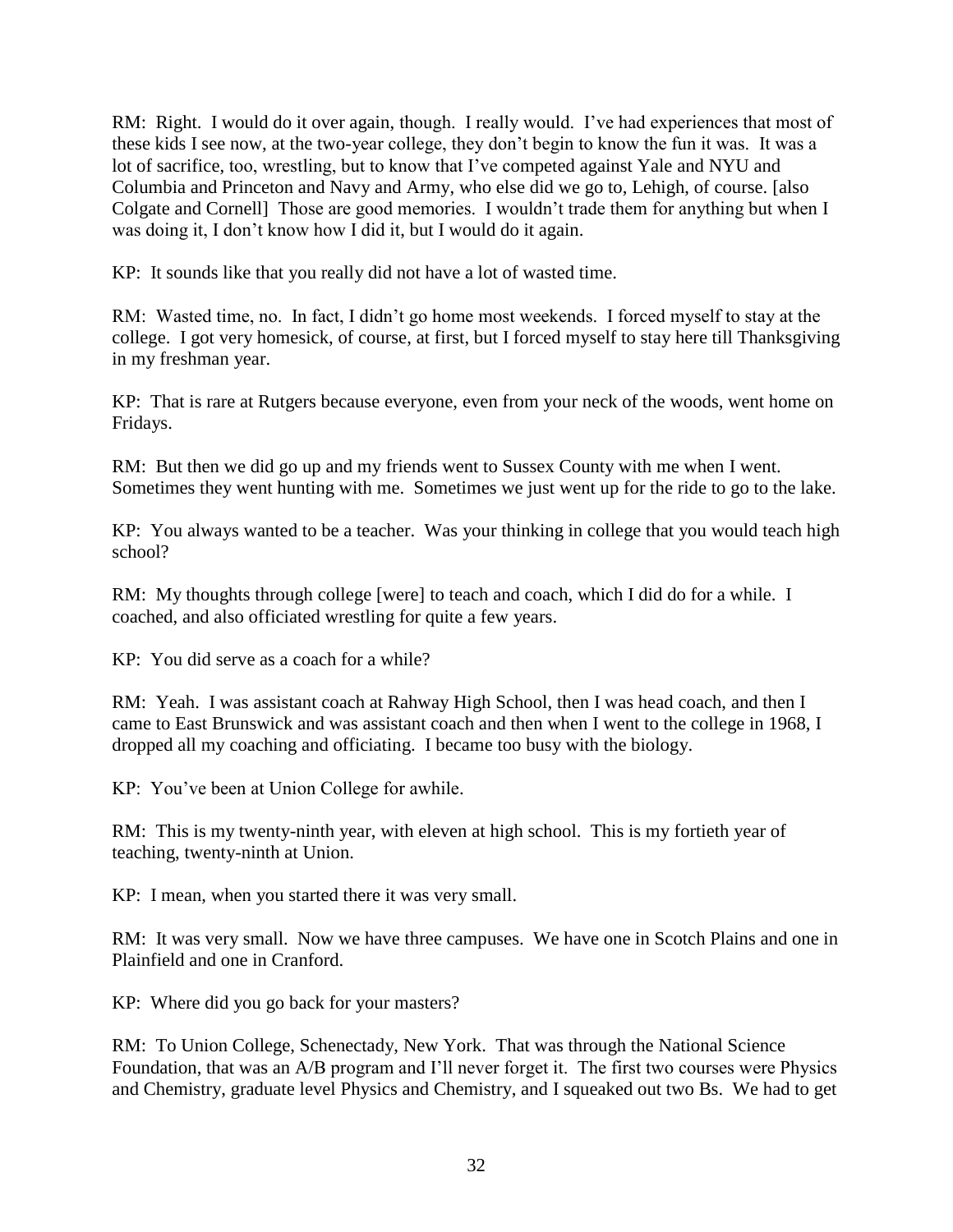RM: Right. I would do it over again, though. I really would. I've had experiences that most of these kids I see now, at the two-year college, they don't begin to know the fun it was. It was a lot of sacrifice, too, wrestling, but to know that I've competed against Yale and NYU and Columbia and Princeton and Navy and Army, who else did we go to, Lehigh, of course. [also Colgate and Cornell] Those are good memories. I wouldn't trade them for anything but when I was doing it, I don't know how I did it, but I would do it again.

KP: It sounds like that you really did not have a lot of wasted time.

RM: Wasted time, no. In fact, I didn't go home most weekends. I forced myself to stay at the college. I got very homesick, of course, at first, but I forced myself to stay here till Thanksgiving in my freshman year.

KP: That is rare at Rutgers because everyone, even from your neck of the woods, went home on Fridays.

RM: But then we did go up and my friends went to Sussex County with me when I went. Sometimes they went hunting with me. Sometimes we just went up for the ride to go to the lake.

KP: You always wanted to be a teacher. Was your thinking in college that you would teach high school?

RM: My thoughts through college [were] to teach and coach, which I did do for a while. I coached, and also officiated wrestling for quite a few years.

KP: You did serve as a coach for a while?

RM: Yeah. I was assistant coach at Rahway High School, then I was head coach, and then I came to East Brunswick and was assistant coach and then when I went to the college in 1968, I dropped all my coaching and officiating. I became too busy with the biology.

KP: You've been at Union College for awhile.

RM: This is my twenty-ninth year, with eleven at high school. This is my fortieth year of teaching, twenty-ninth at Union.

KP: I mean, when you started there it was very small.

RM: It was very small. Now we have three campuses. We have one in Scotch Plains and one in Plainfield and one in Cranford.

KP: Where did you go back for your masters?

RM: To Union College, Schenectady, New York. That was through the National Science Foundation, that was an A/B program and I'll never forget it. The first two courses were Physics and Chemistry, graduate level Physics and Chemistry, and I squeaked out two Bs. We had to get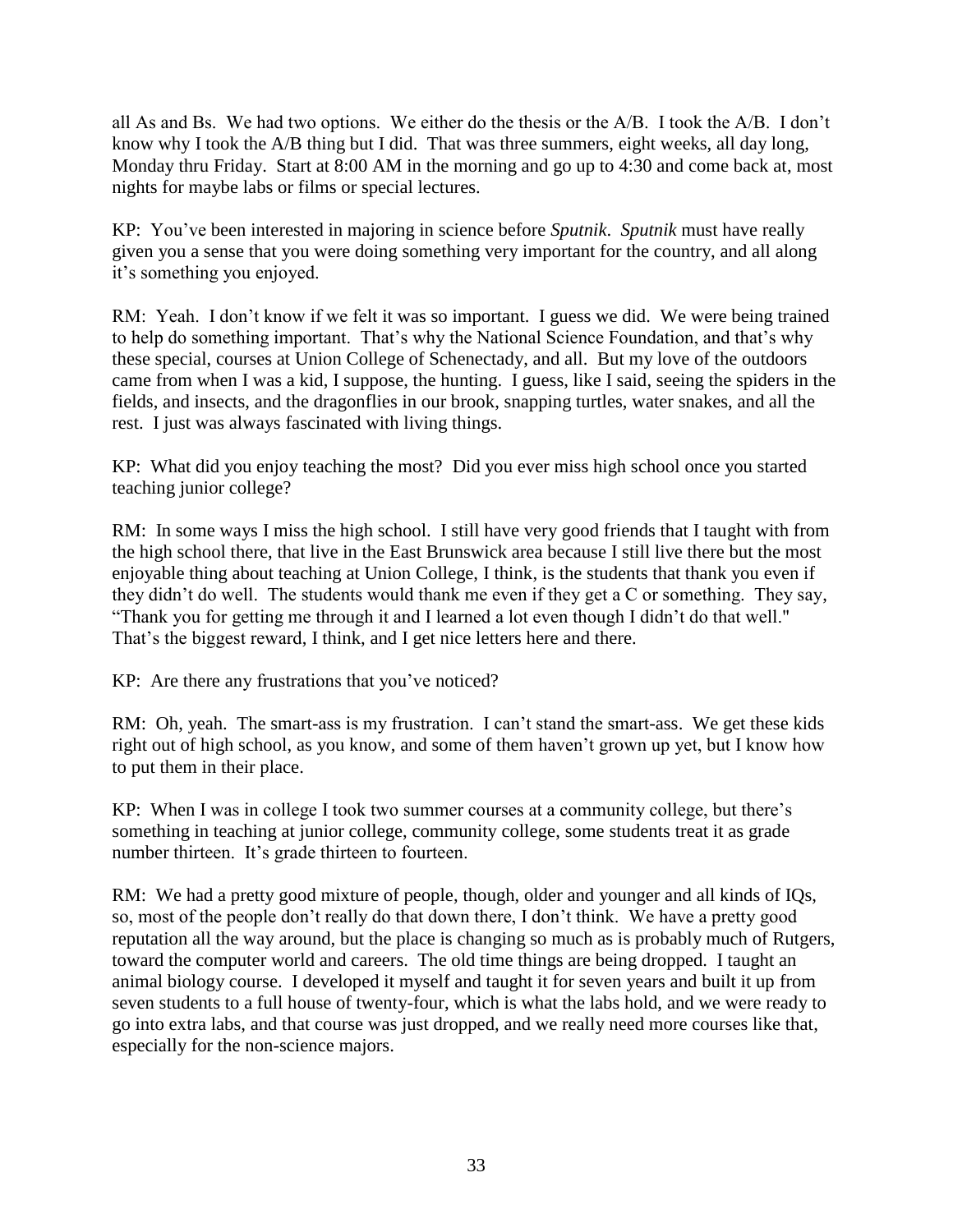all As and Bs. We had two options. We either do the thesis or the A/B. I took the A/B. I don't know why I took the A/B thing but I did. That was three summers, eight weeks, all day long, Monday thru Friday. Start at 8:00 AM in the morning and go up to 4:30 and come back at, most nights for maybe labs or films or special lectures.

KP: You've been interested in majoring in science before *Sputnik*. *Sputnik* must have really given you a sense that you were doing something very important for the country, and all along it's something you enjoyed.

RM: Yeah. I don't know if we felt it was so important. I guess we did. We were being trained to help do something important. That's why the National Science Foundation, and that's why these special, courses at Union College of Schenectady, and all. But my love of the outdoors came from when I was a kid, I suppose, the hunting. I guess, like I said, seeing the spiders in the fields, and insects, and the dragonflies in our brook, snapping turtles, water snakes, and all the rest. I just was always fascinated with living things.

KP: What did you enjoy teaching the most? Did you ever miss high school once you started teaching junior college?

RM: In some ways I miss the high school. I still have very good friends that I taught with from the high school there, that live in the East Brunswick area because I still live there but the most enjoyable thing about teaching at Union College, I think, is the students that thank you even if they didn't do well. The students would thank me even if they get a C or something. They say, "Thank you for getting me through it and I learned a lot even though I didn't do that well." That's the biggest reward, I think, and I get nice letters here and there.

KP: Are there any frustrations that you've noticed?

RM: Oh, yeah. The smart-ass is my frustration. I can't stand the smart-ass. We get these kids right out of high school, as you know, and some of them haven't grown up yet, but I know how to put them in their place.

KP: When I was in college I took two summer courses at a community college, but there's something in teaching at junior college, community college, some students treat it as grade number thirteen. It's grade thirteen to fourteen.

RM: We had a pretty good mixture of people, though, older and younger and all kinds of IQs, so, most of the people don't really do that down there, I don't think. We have a pretty good reputation all the way around, but the place is changing so much as is probably much of Rutgers, toward the computer world and careers. The old time things are being dropped. I taught an animal biology course. I developed it myself and taught it for seven years and built it up from seven students to a full house of twenty-four, which is what the labs hold, and we were ready to go into extra labs, and that course was just dropped, and we really need more courses like that, especially for the non-science majors.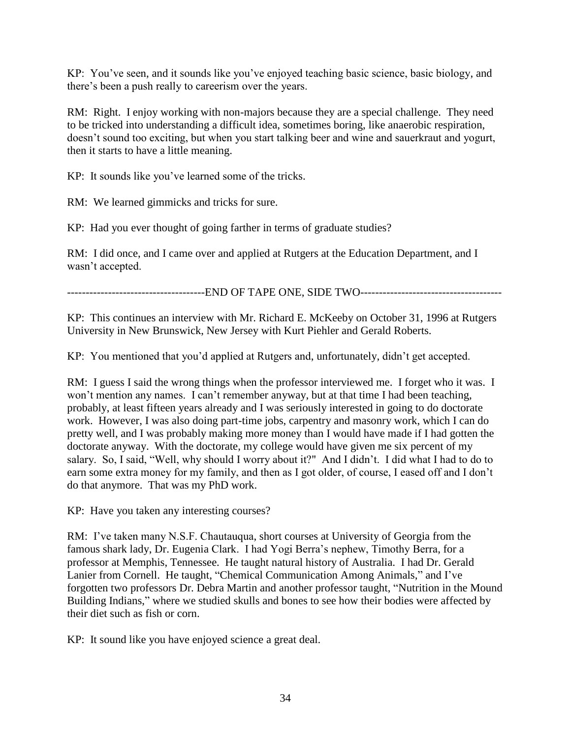KP: You've seen, and it sounds like you've enjoyed teaching basic science, basic biology, and there's been a push really to careerism over the years.

RM: Right. I enjoy working with non-majors because they are a special challenge. They need to be tricked into understanding a difficult idea, sometimes boring, like anaerobic respiration, doesn't sound too exciting, but when you start talking beer and wine and sauerkraut and yogurt, then it starts to have a little meaning.

KP: It sounds like you've learned some of the tricks.

RM: We learned gimmicks and tricks for sure.

KP: Had you ever thought of going farther in terms of graduate studies?

RM: I did once, and I came over and applied at Rutgers at the Education Department, and I wasn't accepted.

------------------------------------END OF TAPE ONE, SIDE TWO-------------------------------------

KP: This continues an interview with Mr. Richard E. McKeeby on October 31, 1996 at Rutgers University in New Brunswick, New Jersey with Kurt Piehler and Gerald Roberts.

KP: You mentioned that you'd applied at Rutgers and, unfortunately, didn't get accepted.

RM: I guess I said the wrong things when the professor interviewed me. I forget who it was. I won't mention any names. I can't remember anyway, but at that time I had been teaching, probably, at least fifteen years already and I was seriously interested in going to do doctorate work. However, I was also doing part-time jobs, carpentry and masonry work, which I can do pretty well, and I was probably making more money than I would have made if I had gotten the doctorate anyway. With the doctorate, my college would have given me six percent of my salary. So, I said, "Well, why should I worry about it?" And I didn't. I did what I had to do to earn some extra money for my family, and then as I got older, of course, I eased off and I don't do that anymore. That was my PhD work.

KP: Have you taken any interesting courses?

RM: I've taken many N.S.F. Chautauqua, short courses at University of Georgia from the famous shark lady, Dr. Eugenia Clark. I had Yogi Berra's nephew, Timothy Berra, for a professor at Memphis, Tennessee. He taught natural history of Australia. I had Dr. Gerald Lanier from Cornell. He taught, "Chemical Communication Among Animals," and I've forgotten two professors Dr. Debra Martin and another professor taught, "Nutrition in the Mound Building Indians," where we studied skulls and bones to see how their bodies were affected by their diet such as fish or corn.

KP: It sound like you have enjoyed science a great deal.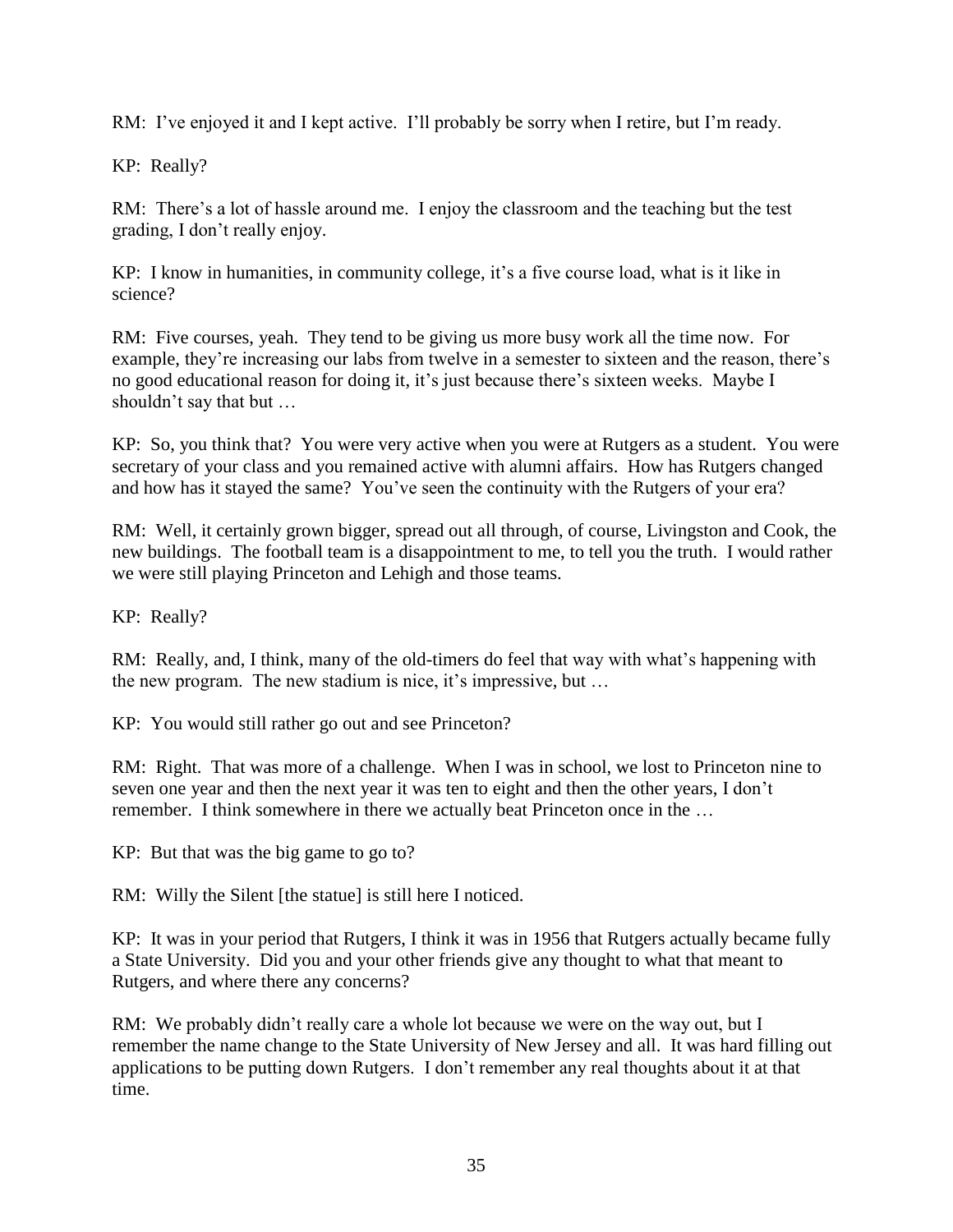RM: I've enjoyed it and I kept active. I'll probably be sorry when I retire, but I'm ready.

KP: Really?

RM: There's a lot of hassle around me. I enjoy the classroom and the teaching but the test grading, I don't really enjoy.

KP: I know in humanities, in community college, it's a five course load, what is it like in science?

RM: Five courses, yeah. They tend to be giving us more busy work all the time now. For example, they're increasing our labs from twelve in a semester to sixteen and the reason, there's no good educational reason for doing it, it's just because there's sixteen weeks. Maybe I shouldn't say that but …

KP: So, you think that? You were very active when you were at Rutgers as a student. You were secretary of your class and you remained active with alumni affairs. How has Rutgers changed and how has it stayed the same? You've seen the continuity with the Rutgers of your era?

RM: Well, it certainly grown bigger, spread out all through, of course, Livingston and Cook, the new buildings. The football team is a disappointment to me, to tell you the truth. I would rather we were still playing Princeton and Lehigh and those teams.

KP: Really?

RM: Really, and, I think, many of the old-timers do feel that way with what's happening with the new program. The new stadium is nice, it's impressive, but …

KP: You would still rather go out and see Princeton?

RM: Right. That was more of a challenge. When I was in school, we lost to Princeton nine to seven one year and then the next year it was ten to eight and then the other years, I don't remember. I think somewhere in there we actually beat Princeton once in the …

KP: But that was the big game to go to?

RM: Willy the Silent [the statue] is still here I noticed.

KP: It was in your period that Rutgers, I think it was in 1956 that Rutgers actually became fully a State University. Did you and your other friends give any thought to what that meant to Rutgers, and where there any concerns?

RM: We probably didn't really care a whole lot because we were on the way out, but I remember the name change to the State University of New Jersey and all. It was hard filling out applications to be putting down Rutgers. I don't remember any real thoughts about it at that time.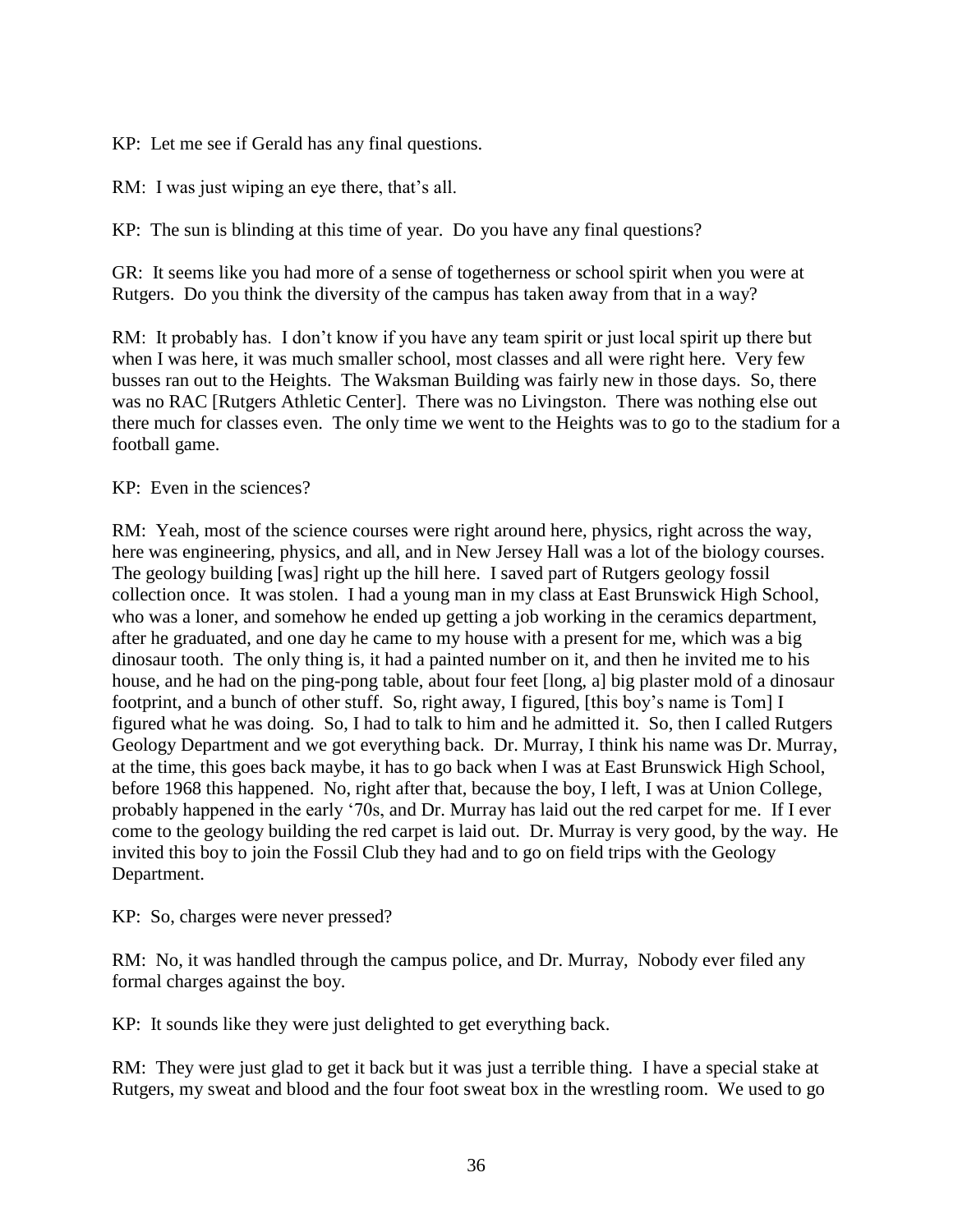KP: Let me see if Gerald has any final questions.

RM: I was just wiping an eye there, that's all.

KP: The sun is blinding at this time of year. Do you have any final questions?

GR: It seems like you had more of a sense of togetherness or school spirit when you were at Rutgers. Do you think the diversity of the campus has taken away from that in a way?

RM: It probably has. I don't know if you have any team spirit or just local spirit up there but when I was here, it was much smaller school, most classes and all were right here. Very few busses ran out to the Heights. The Waksman Building was fairly new in those days. So, there was no RAC [Rutgers Athletic Center]. There was no Livingston. There was nothing else out there much for classes even. The only time we went to the Heights was to go to the stadium for a football game.

KP: Even in the sciences?

RM: Yeah, most of the science courses were right around here, physics, right across the way, here was engineering, physics, and all, and in New Jersey Hall was a lot of the biology courses. The geology building [was] right up the hill here. I saved part of Rutgers geology fossil collection once. It was stolen. I had a young man in my class at East Brunswick High School, who was a loner, and somehow he ended up getting a job working in the ceramics department, after he graduated, and one day he came to my house with a present for me, which was a big dinosaur tooth. The only thing is, it had a painted number on it, and then he invited me to his house, and he had on the ping-pong table, about four feet [long, a] big plaster mold of a dinosaur footprint, and a bunch of other stuff. So, right away, I figured, [this boy's name is Tom] I figured what he was doing. So, I had to talk to him and he admitted it. So, then I called Rutgers Geology Department and we got everything back. Dr. Murray, I think his name was Dr. Murray, at the time, this goes back maybe, it has to go back when I was at East Brunswick High School, before 1968 this happened. No, right after that, because the boy, I left, I was at Union College, probably happened in the early '70s, and Dr. Murray has laid out the red carpet for me. If I ever come to the geology building the red carpet is laid out. Dr. Murray is very good, by the way. He invited this boy to join the Fossil Club they had and to go on field trips with the Geology Department.

KP: So, charges were never pressed?

RM: No, it was handled through the campus police, and Dr. Murray, Nobody ever filed any formal charges against the boy.

KP: It sounds like they were just delighted to get everything back.

RM: They were just glad to get it back but it was just a terrible thing. I have a special stake at Rutgers, my sweat and blood and the four foot sweat box in the wrestling room. We used to go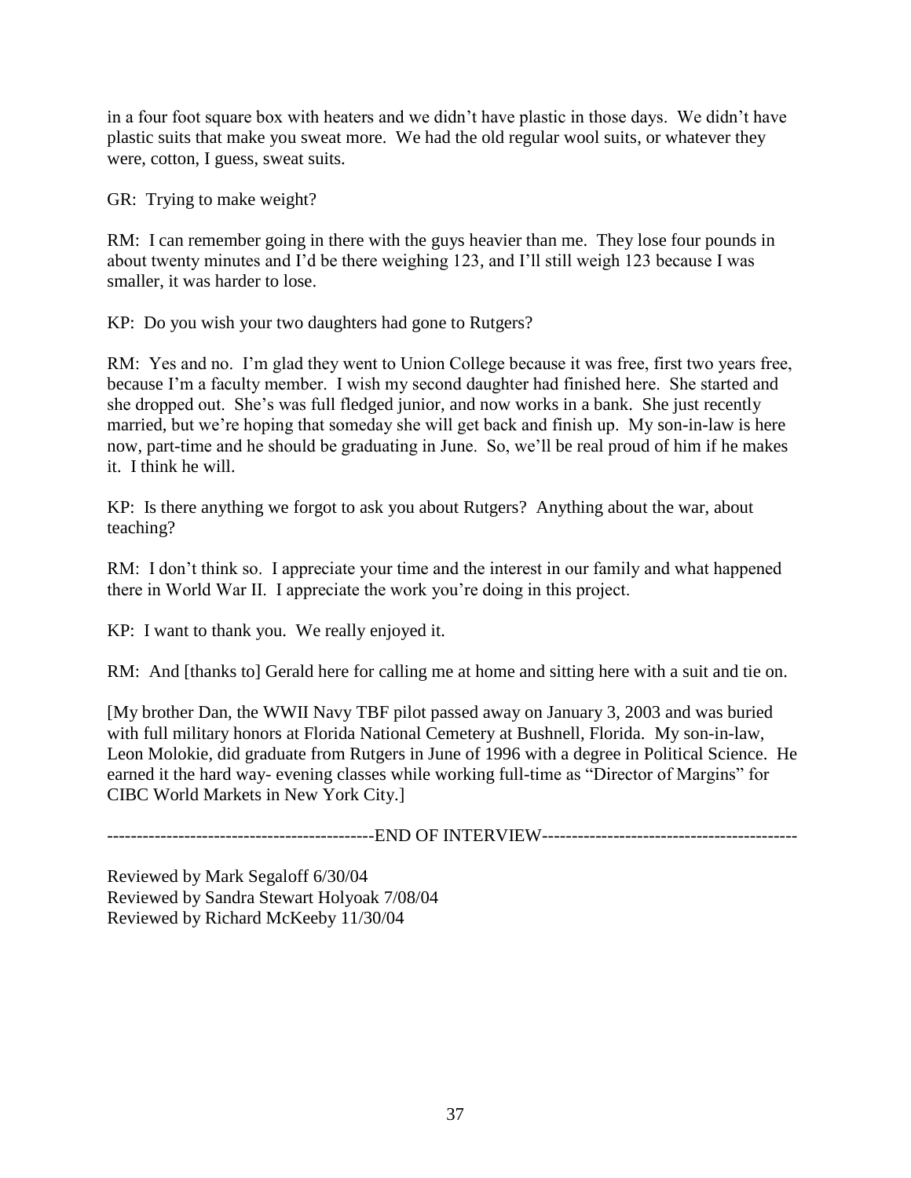in a four foot square box with heaters and we didn't have plastic in those days. We didn't have plastic suits that make you sweat more. We had the old regular wool suits, or whatever they were, cotton, I guess, sweat suits.

GR: Trying to make weight?

RM: I can remember going in there with the guys heavier than me. They lose four pounds in about twenty minutes and I'd be there weighing 123, and I'll still weigh 123 because I was smaller, it was harder to lose.

KP: Do you wish your two daughters had gone to Rutgers?

RM: Yes and no. I'm glad they went to Union College because it was free, first two years free, because I'm a faculty member. I wish my second daughter had finished here. She started and she dropped out. She's was full fledged junior, and now works in a bank. She just recently married, but we're hoping that someday she will get back and finish up. My son-in-law is here now, part-time and he should be graduating in June. So, we'll be real proud of him if he makes it. I think he will.

KP: Is there anything we forgot to ask you about Rutgers? Anything about the war, about teaching?

RM: I don't think so. I appreciate your time and the interest in our family and what happened there in World War II. I appreciate the work you're doing in this project.

KP: I want to thank you. We really enjoyed it.

RM: And [thanks to] Gerald here for calling me at home and sitting here with a suit and tie on.

[My brother Dan, the WWII Navy TBF pilot passed away on January 3, 2003 and was buried with full military honors at Florida National Cemetery at Bushnell, Florida. My son-in-law, Leon Molokie, did graduate from Rutgers in June of 1996 with a degree in Political Science. He earned it the hard way- evening classes while working full-time as "Director of Margins" for CIBC World Markets in New York City.]

--------------------------------------------END OF INTERVIEW-------------------------------------------

Reviewed by Mark Segaloff 6/30/04
Reviewed by Sandra Stewart Holyoak 7/08/04
Reviewed by Richard McKeeby 11/30/04